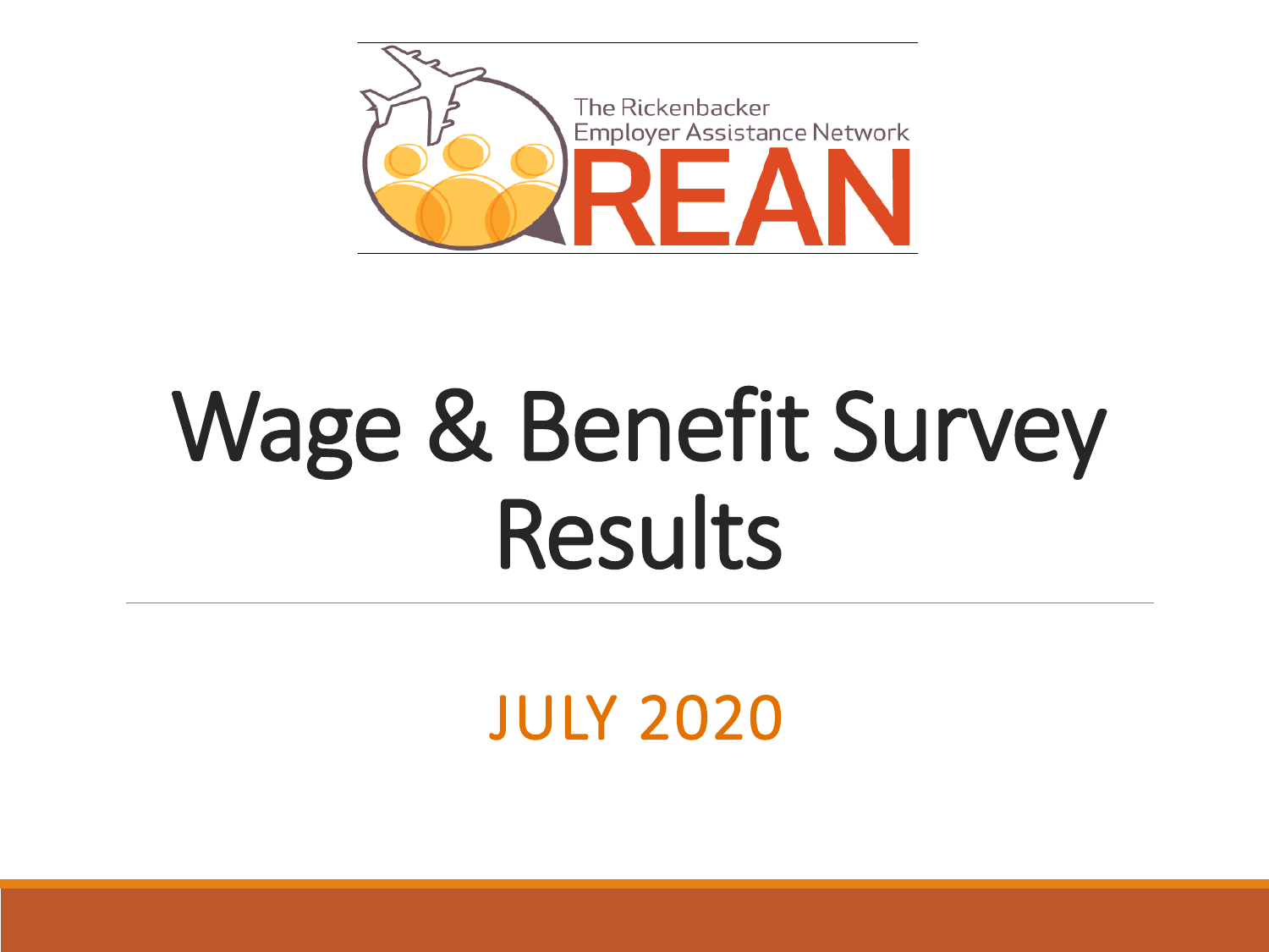The Rickenbacker Employer Assistance Network

REAN

# Wage & Benefit Survey Results

JULY 2020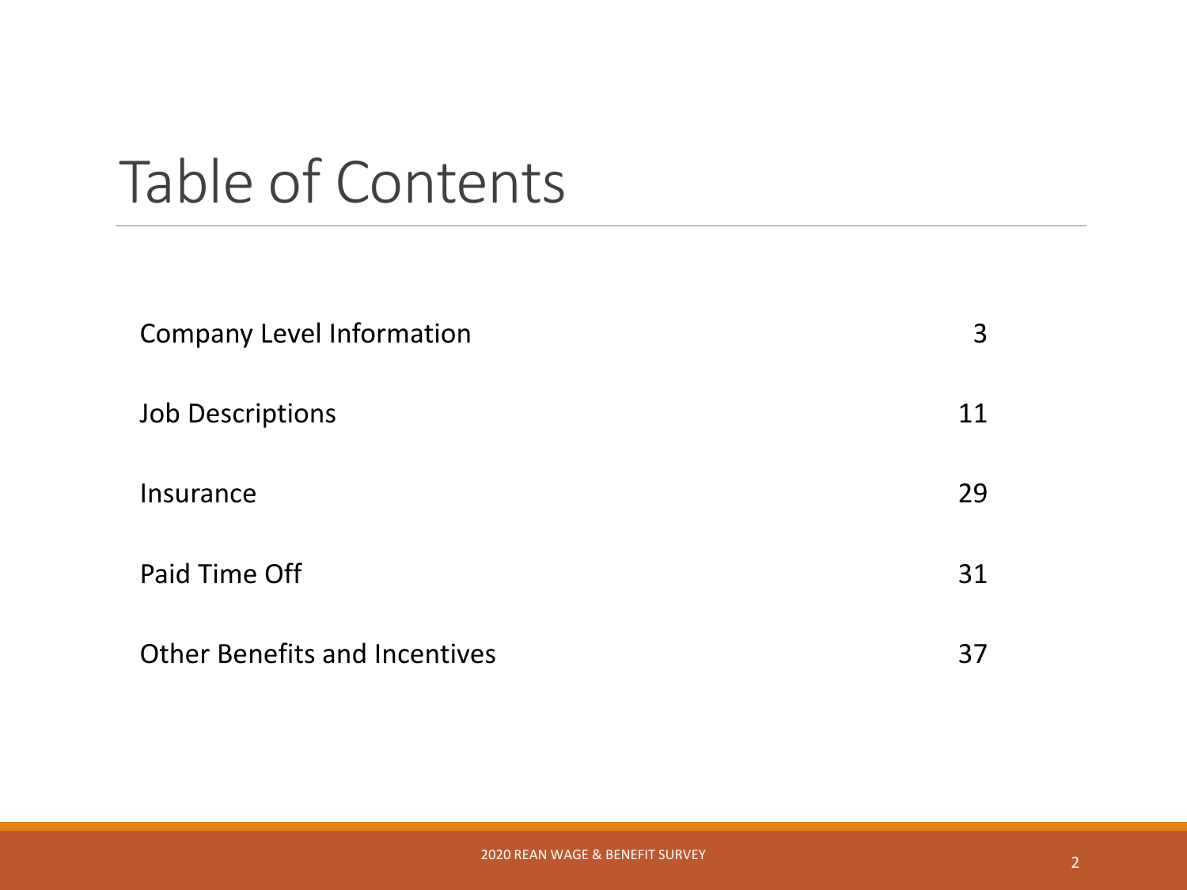# Table of Contents

| | |
|---|---|
| Company Level Information | 3 |
| Job Descriptions | 11 |
| Insurance | 29 |
| Paid Time Off | 31 |
| Other Benefits and Incentives | 37 |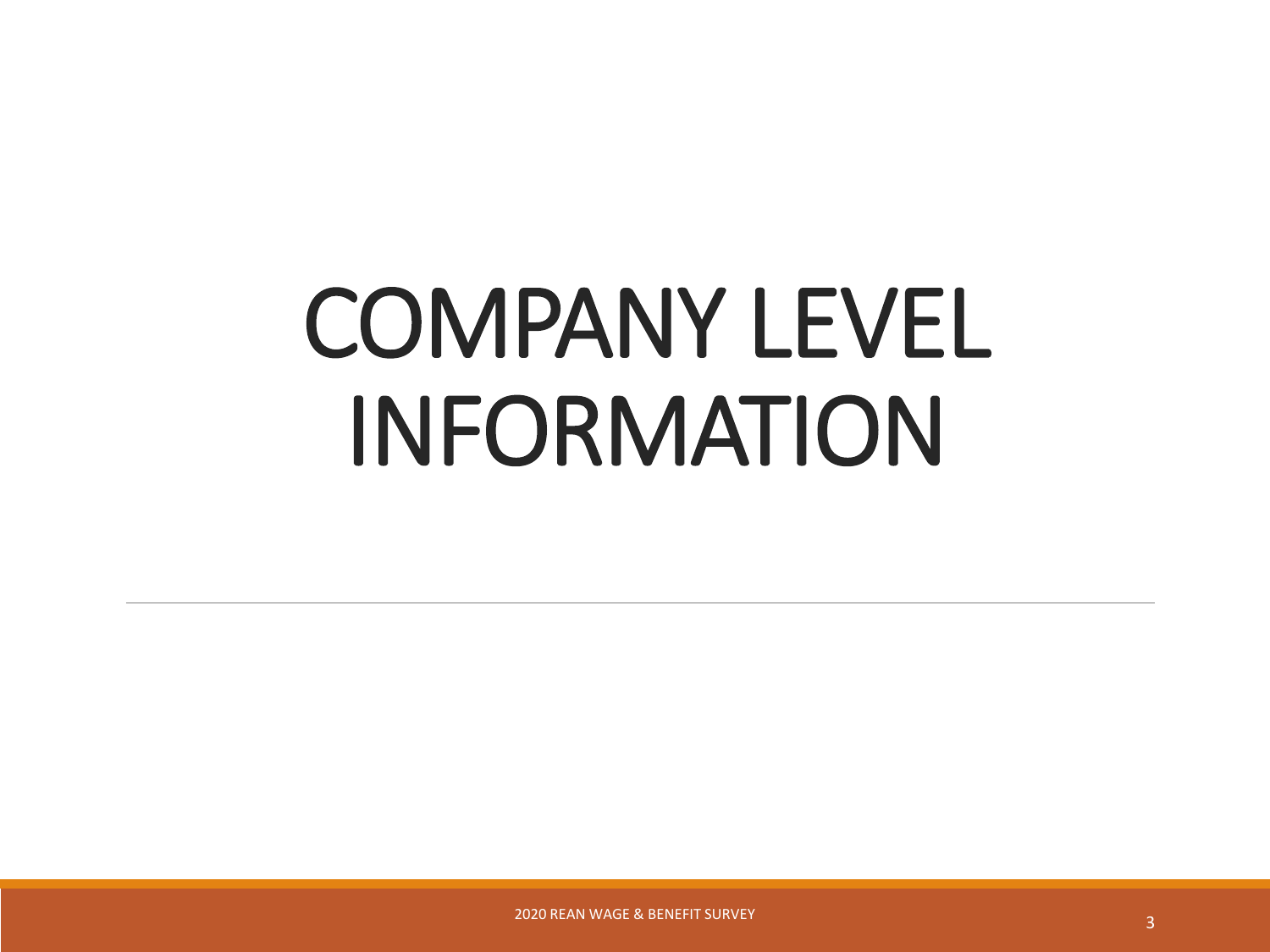# COMPANY LEVEL INFORMATION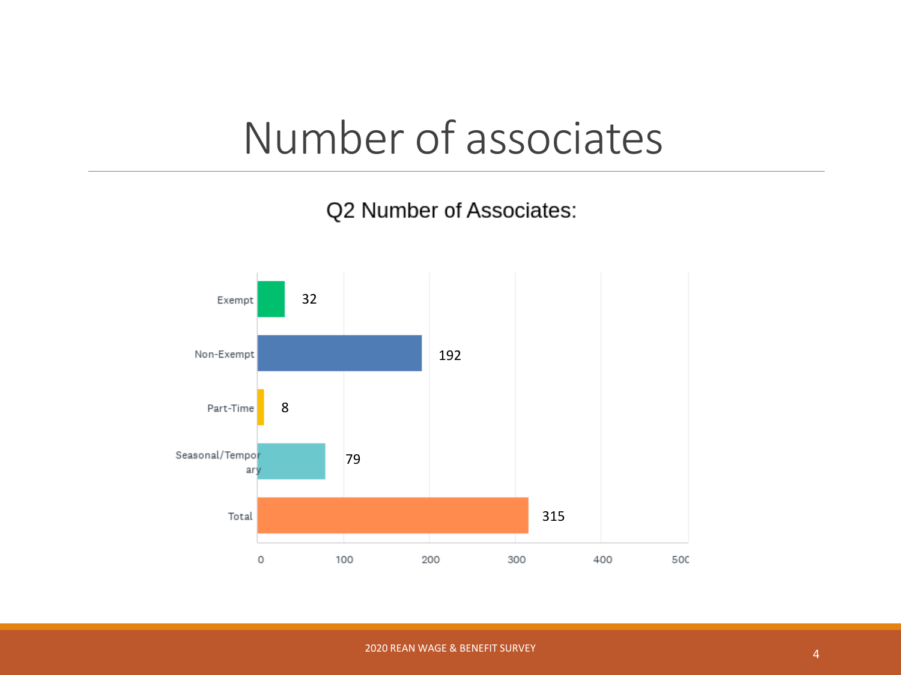# Number of associates

## Q2 Number of Associates:

| Category | Number |
|---|---|
| Exempt | 32 |
| Non-Exempt | 192 |
| Part-Time | 8 |
| Seasonal/Temporary | 79 |
| Total | 315 |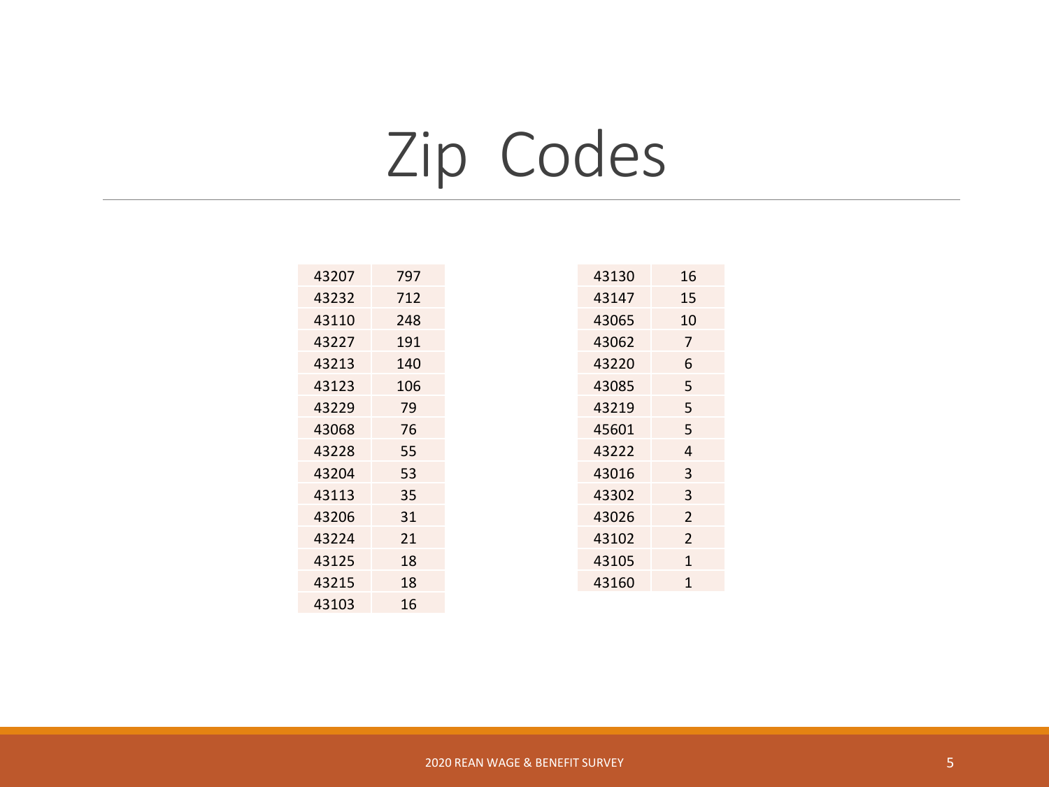# Zip Codes

| | |
|---|---|
| 43207 | 797 |
| 43232 | 712 |
| 43110 | 248 |
| 43227 | 191 |
| 43213 | 140 |
| 43123 | 106 |
| 43229 | 79 |
| 43068 | 76 |
| 43228 | 55 |
| 43204 | 53 |
| 43113 | 35 |
| 43206 | 31 |
| 43224 | 21 |
| 43125 | 18 |
| 43215 | 18 |
| 43103 | 16 |

| | |
|---|---|
| 43130 | 16 |
| 43147 | 15 |
| 43065 | 10 |
| 43062 | 7 |
| 43220 | 6 |
| 43085 | 5 |
| 43219 | 5 |
| 45601 | 5 |
| 43222 | 4 |
| 43016 | 3 |
| 43302 | 3 |
| 43026 | 2 |
| 43102 | 2 |
| 43105 | 1 |
| 43160 | 1 |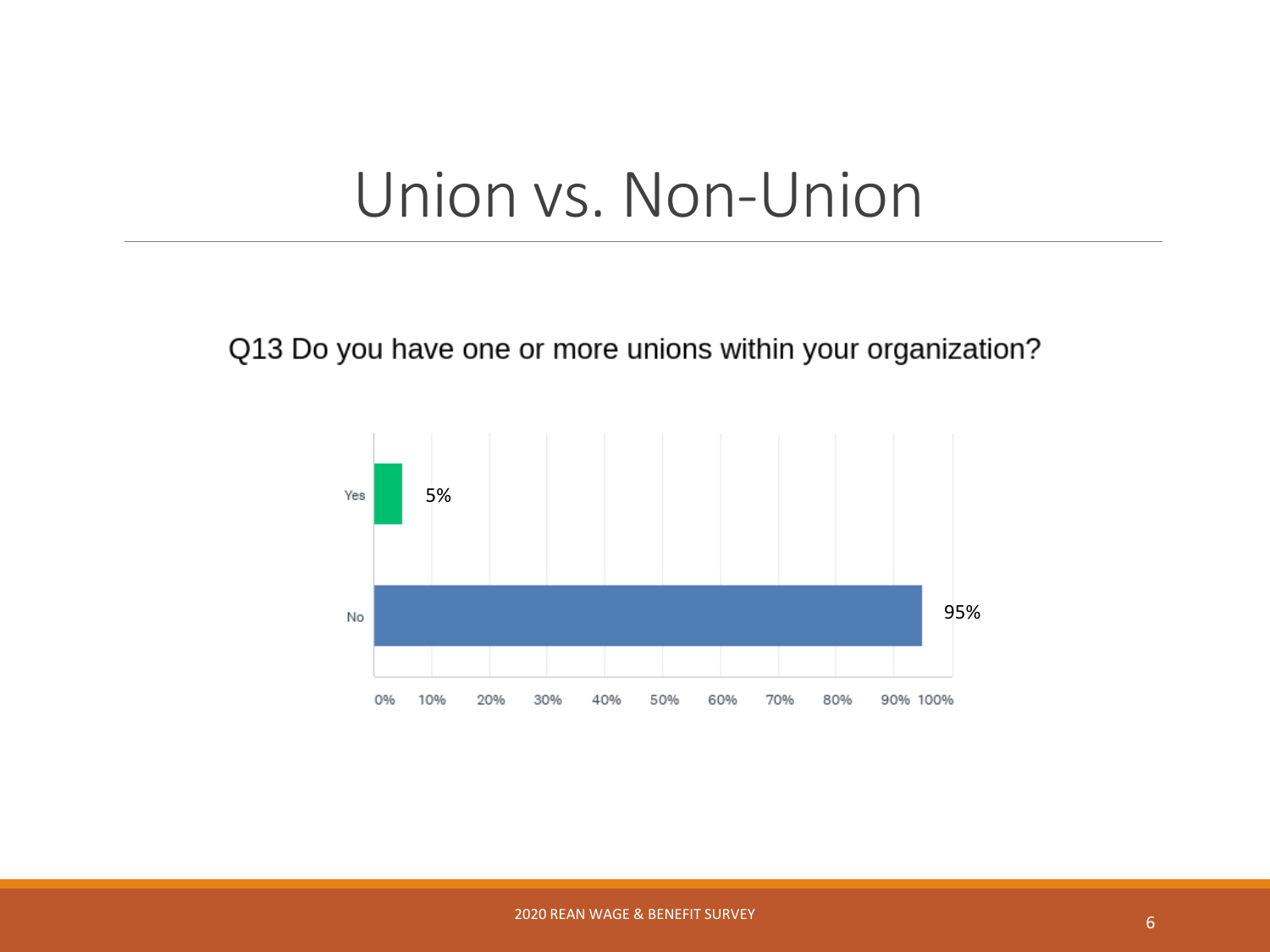# Union vs. Non-Union

Q13 Do you have one or more unions within your organization?

| Response | Percentage |
| --- | --- |
| Yes | 5% |
| No | 95% |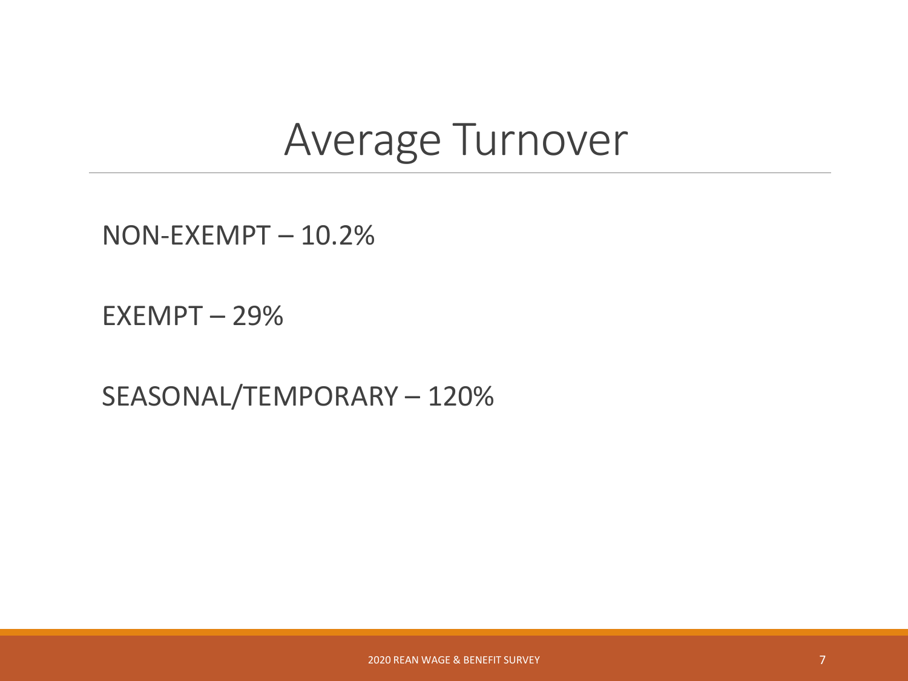# Average Turnover

NON-EXEMPT – 10.2%

EXEMPT – 29%

SEASONAL/TEMPORARY – 120%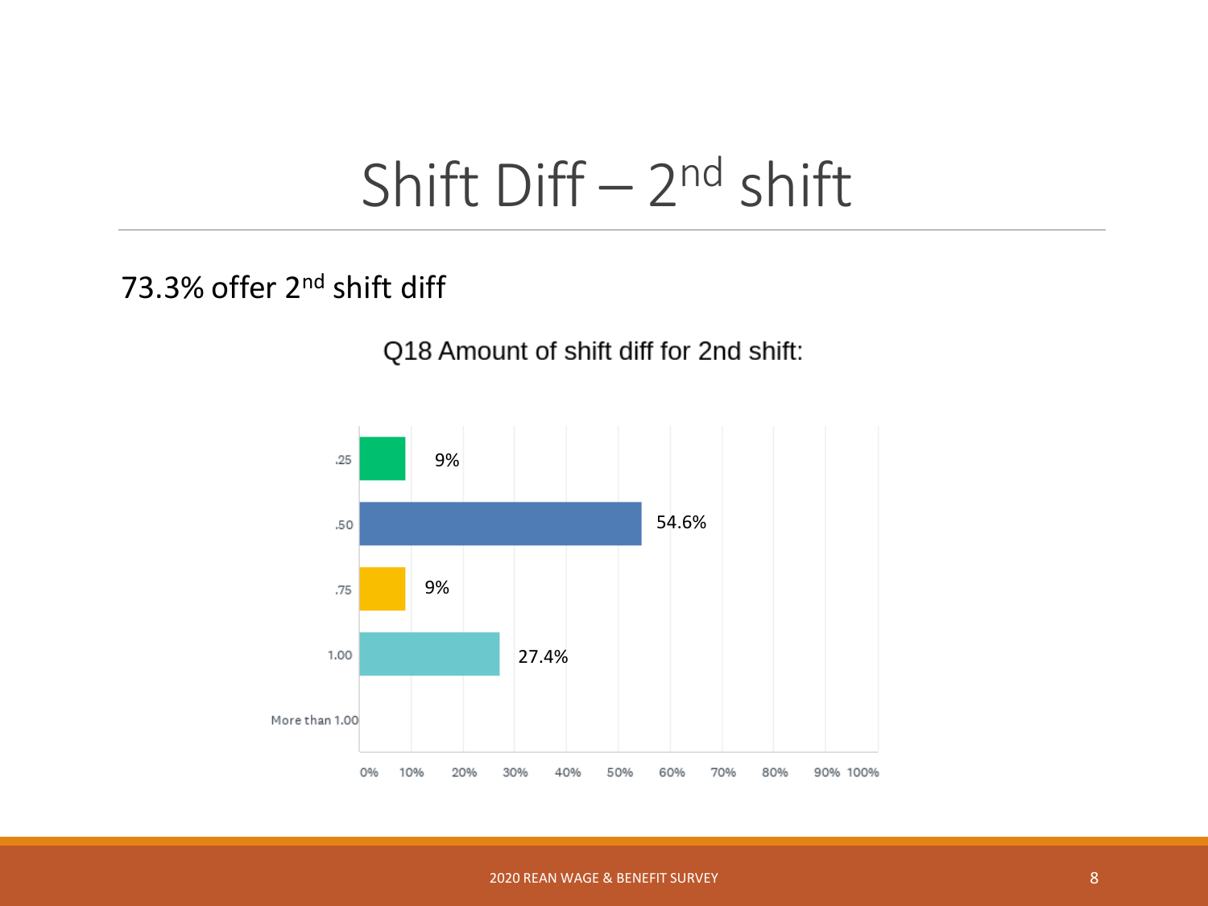# Shift Diff – 2nd shift

73.3% offer 2nd shift diff

Q18 Amount of shift diff for 2nd shift:

| Amount | Percent |
|---|---|
| .25 | 9% |
| .50 | 54.6% |
| .75 | 9% |
| 1.00 | 27.4% |
| More than 1.00 | |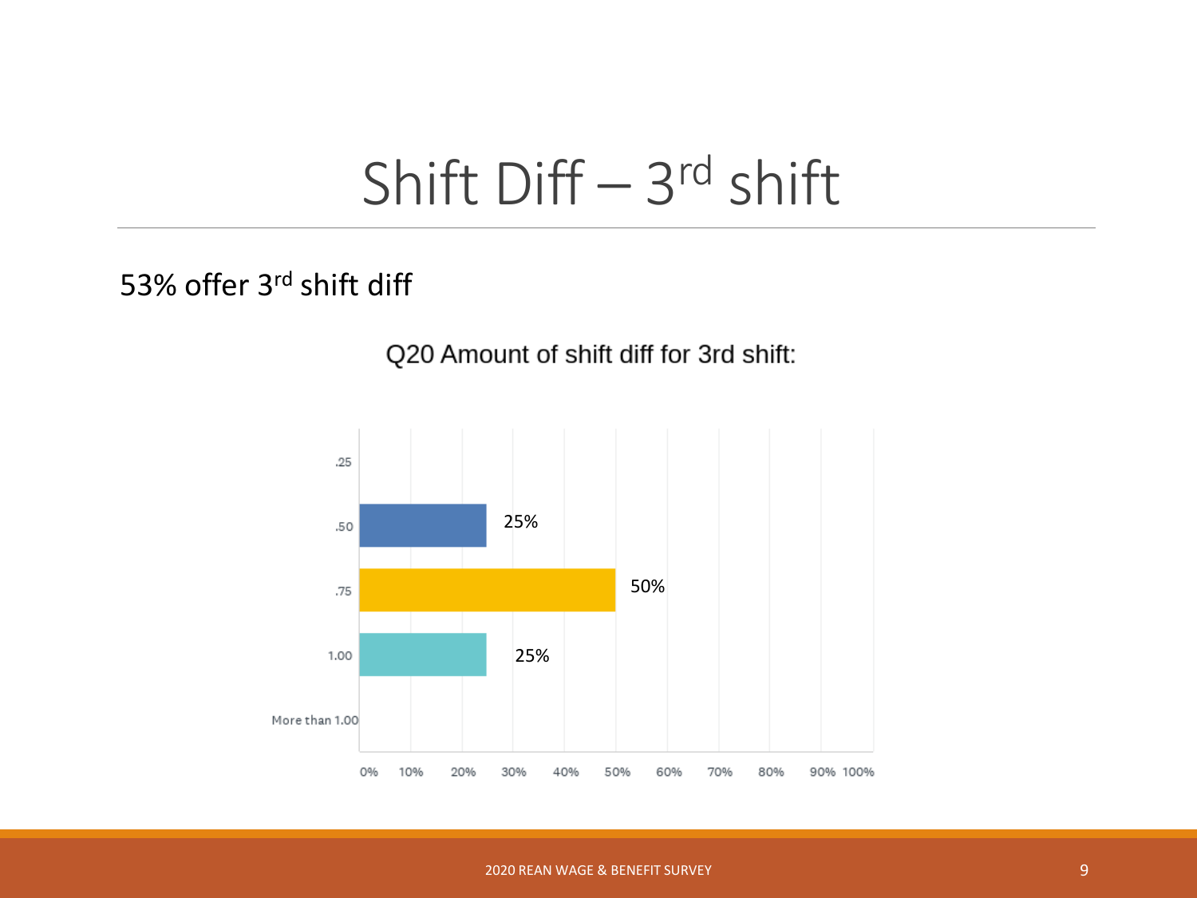# Shift Diff – 3rd shift

53% offer 3rd shift diff

Q20 Amount of shift diff for 3rd shift:

| Amount | Percentage |
| --- | --- |
| .25 | |
| .50 | 25% |
| .75 | 50% |
| 1.00 | 25% |
| More than 1.00 | |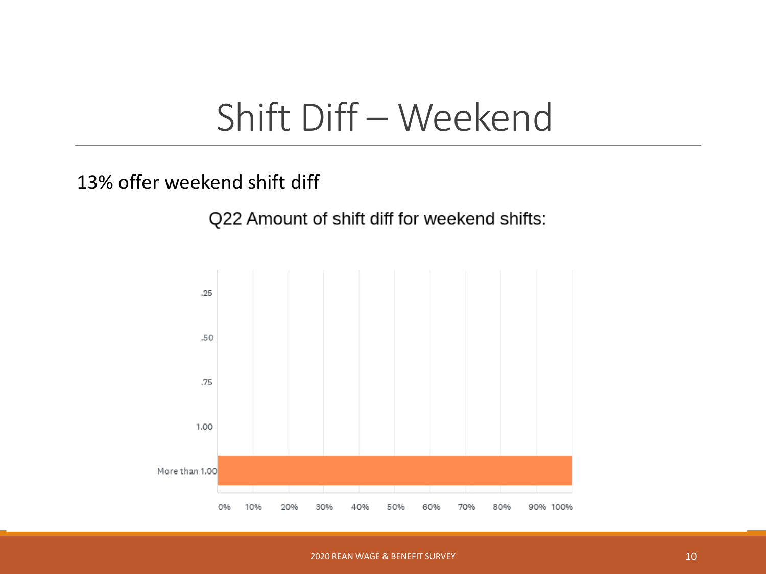# Shift Diff – Weekend

13% offer weekend shift diff

Q22 Amount of shift diff for weekend shifts:

| Answer | Percentage |
| --- | --- |
| .25 | 0% |
| .50 | 0% |
| .75 | 0% |
| 1.00 | 0% |
| More than 1.00 | 100% |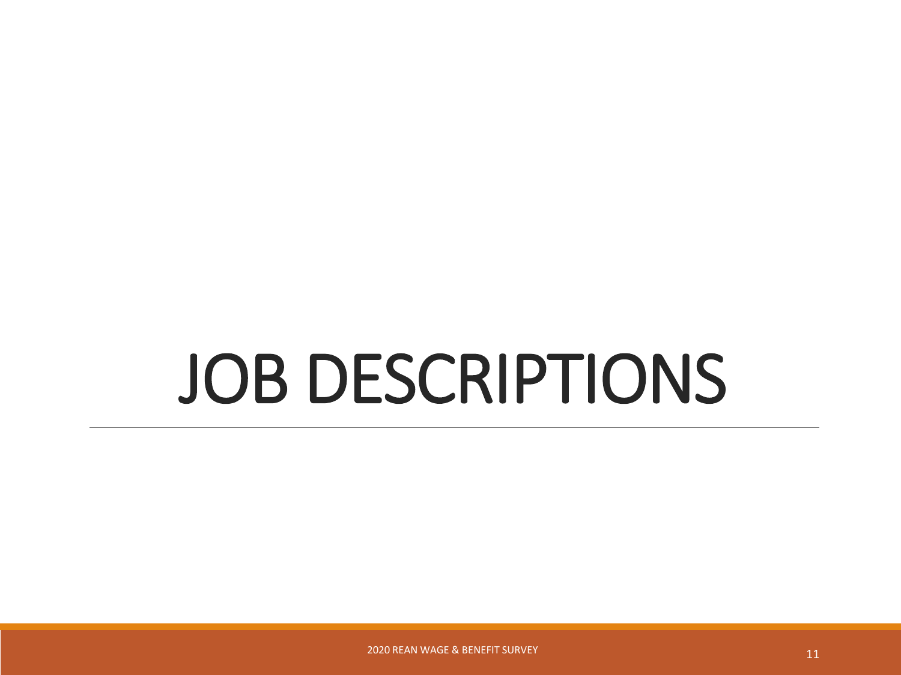# JOB DESCRIPTIONS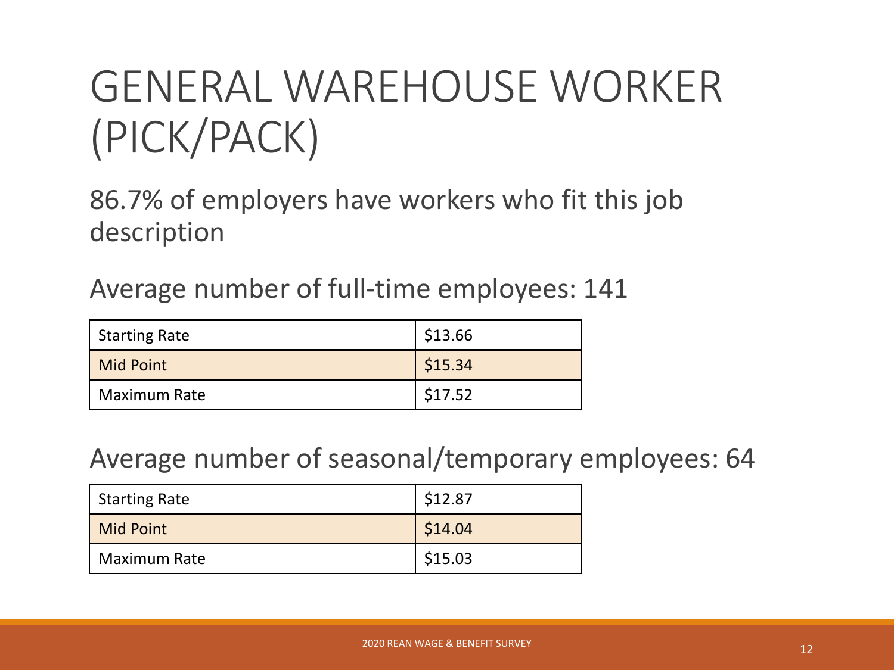# GENERAL WAREHOUSE WORKER (PICK/PACK)

86.7% of employers have workers who fit this job description

Average number of full-time employees: 141

| Starting Rate | $13.66 |
|---|---|
| Mid Point | $15.34 |
| Maximum Rate | $17.52 |

Average number of seasonal/temporary employees: 64

| Starting Rate | $12.87 |
|---|---|
| Mid Point | $14.04 |
| Maximum Rate | $15.03 |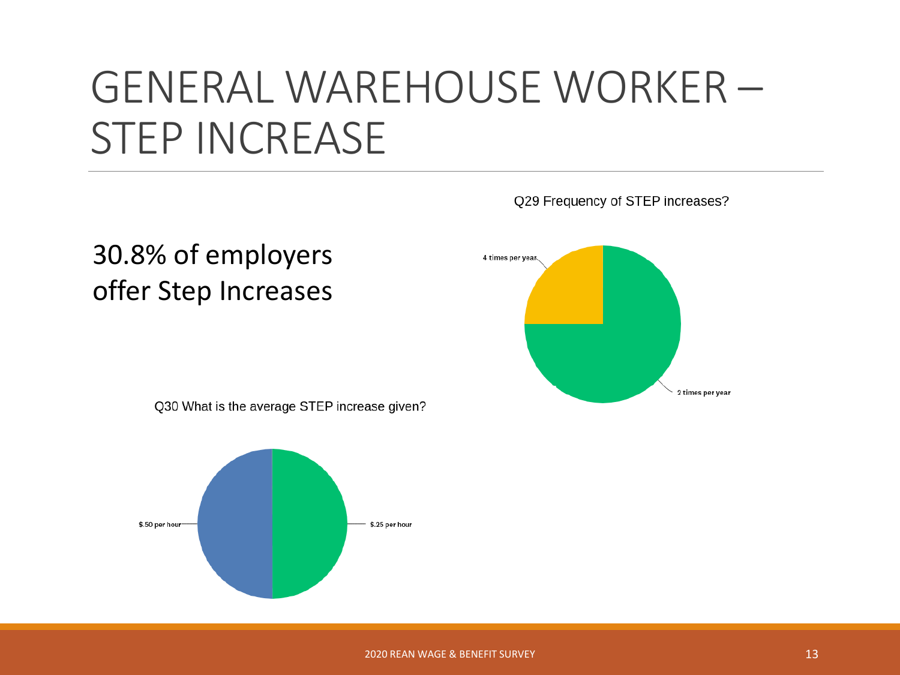# GENERAL WAREHOUSE WORKER – STEP INCREASE

30.8% of employers offer Step Increases

Q29 Frequency of STEP increases?

4 times per year

2 times per year

Q30 What is the average STEP increase given?

$.50 per hour

$.25 per hour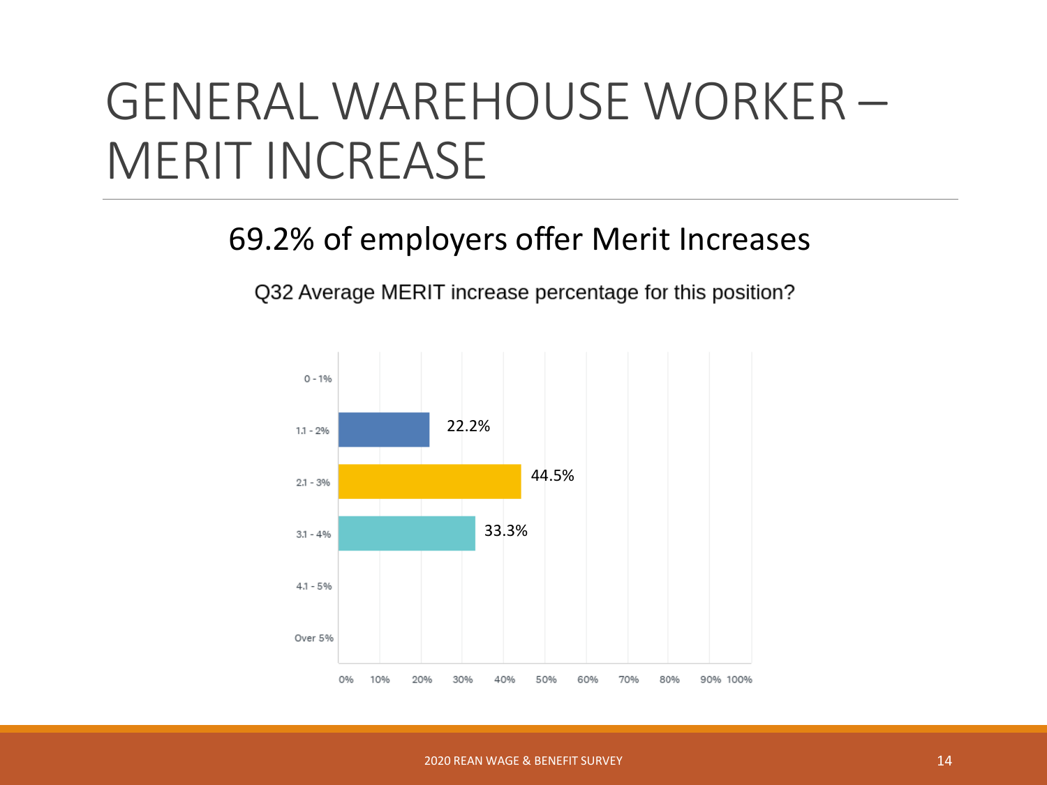# GENERAL WAREHOUSE WORKER – MERIT INCREASE

## 69.2% of employers offer Merit Increases

Q32 Average MERIT increase percentage for this position?

| Merit Increase | Percentage |
|---|---|
| 0 - 1% | |
| 1.1 - 2% | 22.2% |
| 2.1 - 3% | 44.5% |
| 3.1 - 4% | 33.3% |
| 4.1 - 5% | |
| Over 5% | |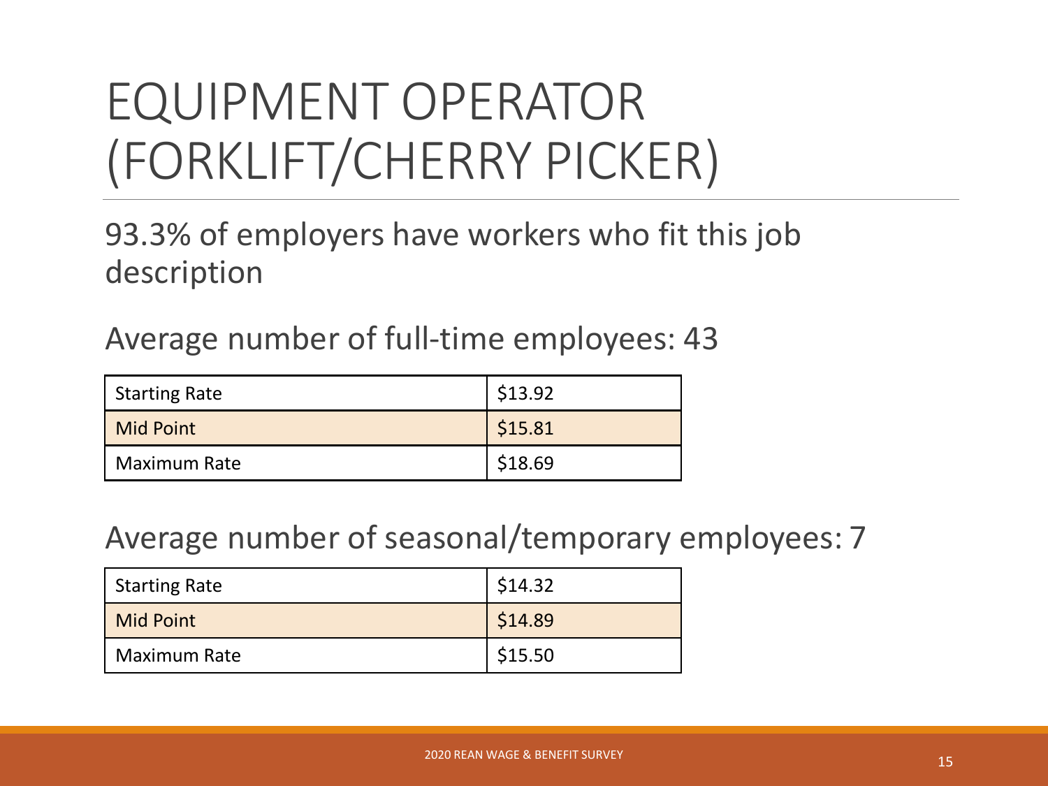# EQUIPMENT OPERATOR (FORKLIFT/CHERRY PICKER)

93.3% of employers have workers who fit this job description

Average number of full-time employees: 43

| | |
|---|---|
| Starting Rate | $13.92 |
| Mid Point | $15.81 |
| Maximum Rate | $18.69 |

Average number of seasonal/temporary employees: 7

| | |
|---|---|
| Starting Rate | $14.32 |
| Mid Point | $14.89 |
| Maximum Rate | $15.50 |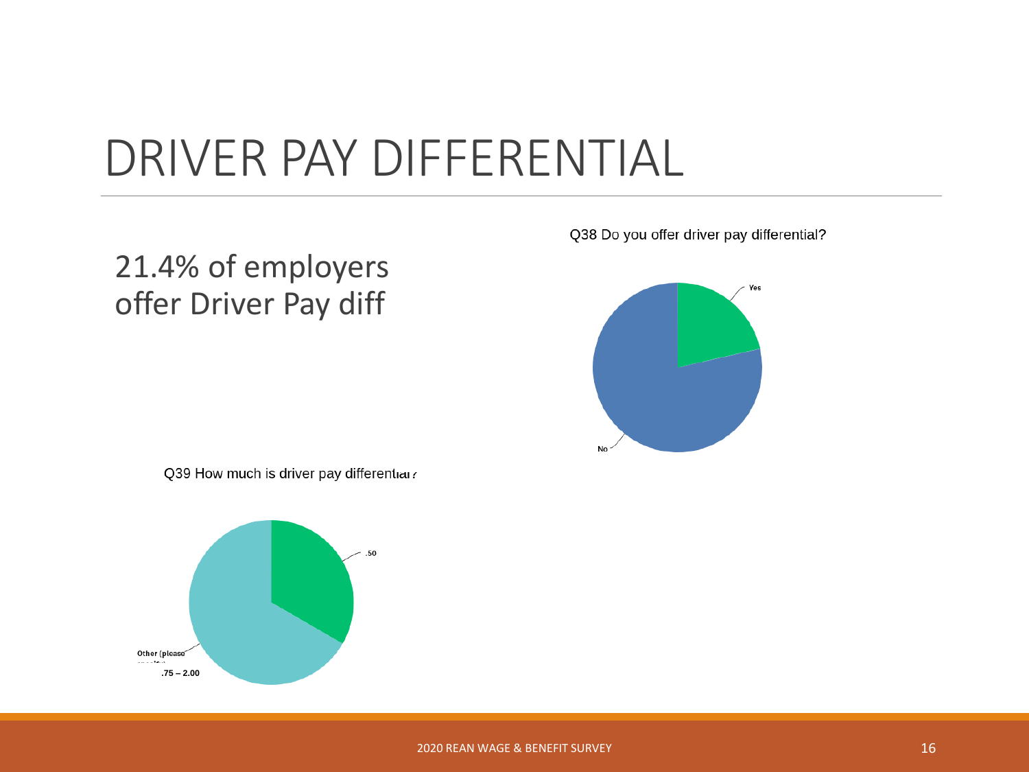# DRIVER PAY DIFFERENTIAL

21.4% of employers offer Driver Pay diff

Q38 Do you offer driver pay differential?

Yes

No

Q39 How much is driver pay differential?

.50

Other (please specify)

.75 – 2.00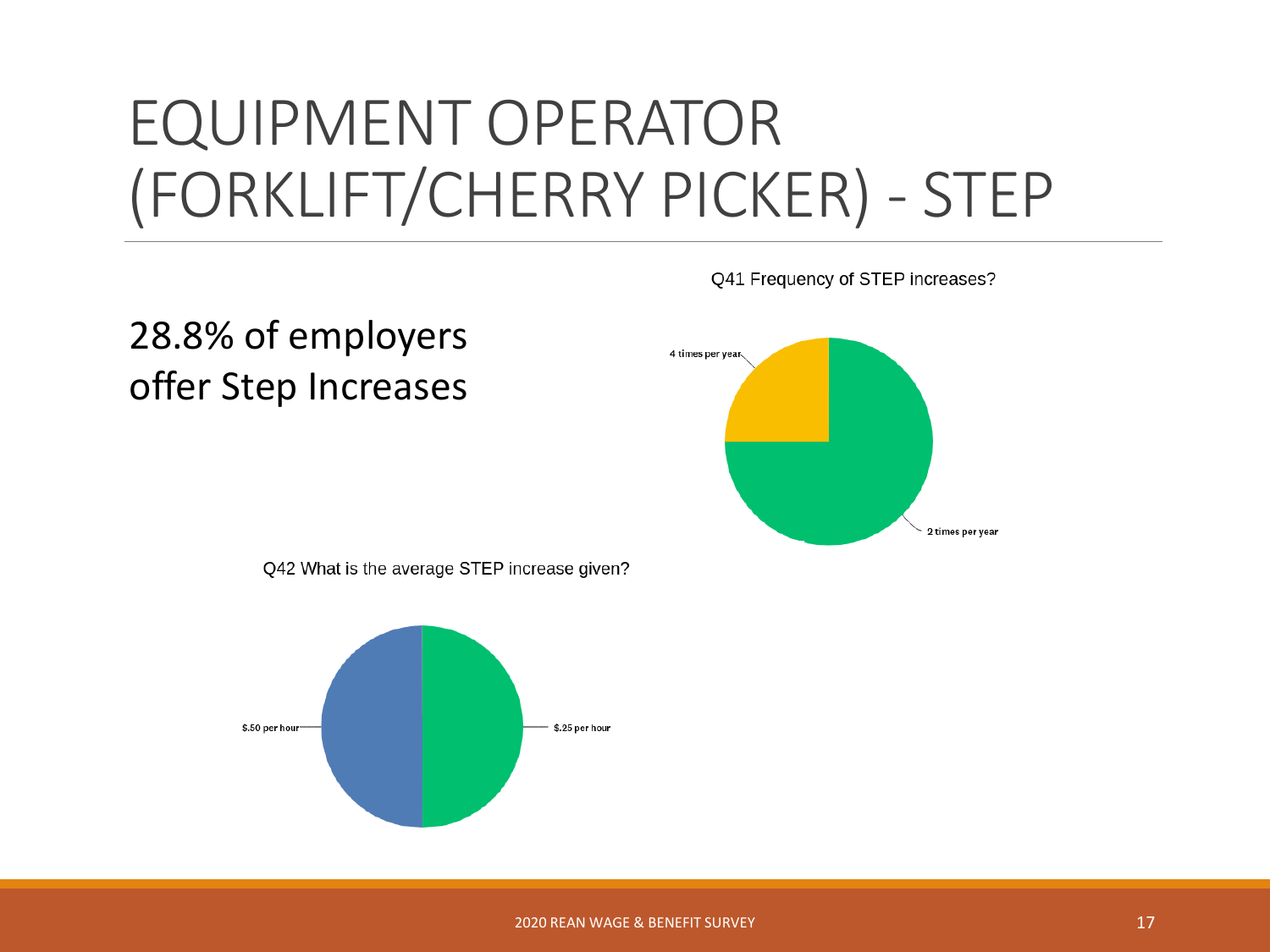# EQUIPMENT OPERATOR (FORKLIFT/CHERRY PICKER) - STEP

28.8% of employers offer Step Increases

Q41 Frequency of STEP increases?

4 times per year

2 times per year

Q42 What is the average STEP increase given?

$.50 per hour

$.25 per hour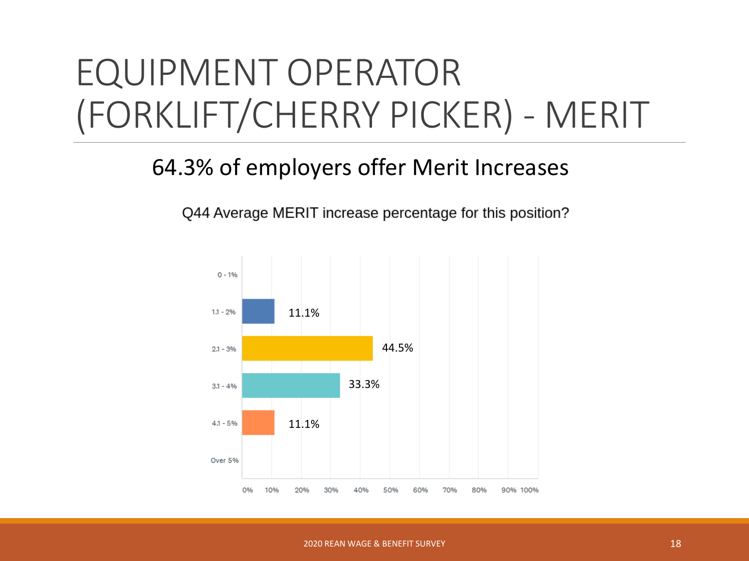# EQUIPMENT OPERATOR (FORKLIFT/CHERRY PICKER) - MERIT

64.3% of employers offer Merit Increases

Q44 Average MERIT increase percentage for this position?

| Response | Percentage |
|---|---|
| 0 - 1% | |
| 1.1 - 2% | 11.1% |
| 2.1 - 3% | 44.5% |
| 3.1 - 4% | 33.3% |
| 4.1 - 5% | 11.1% |
| Over 5% | |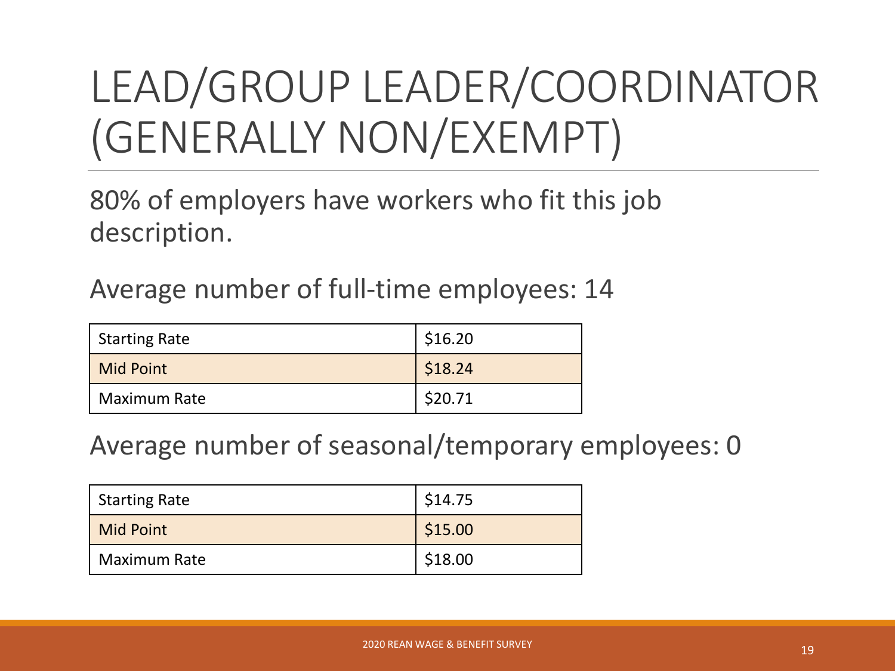# LEAD/GROUP LEADER/COORDINATOR (GENERALLY NON/EXEMPT)

80% of employers have workers who fit this job description.

Average number of full-time employees: 14

| Starting Rate | $16.20 |
|---|---|
| Mid Point | $18.24 |
| Maximum Rate | $20.71 |

Average number of seasonal/temporary employees: 0

| Starting Rate | $14.75 |
|---|---|
| Mid Point | $15.00 |
| Maximum Rate | $18.00 |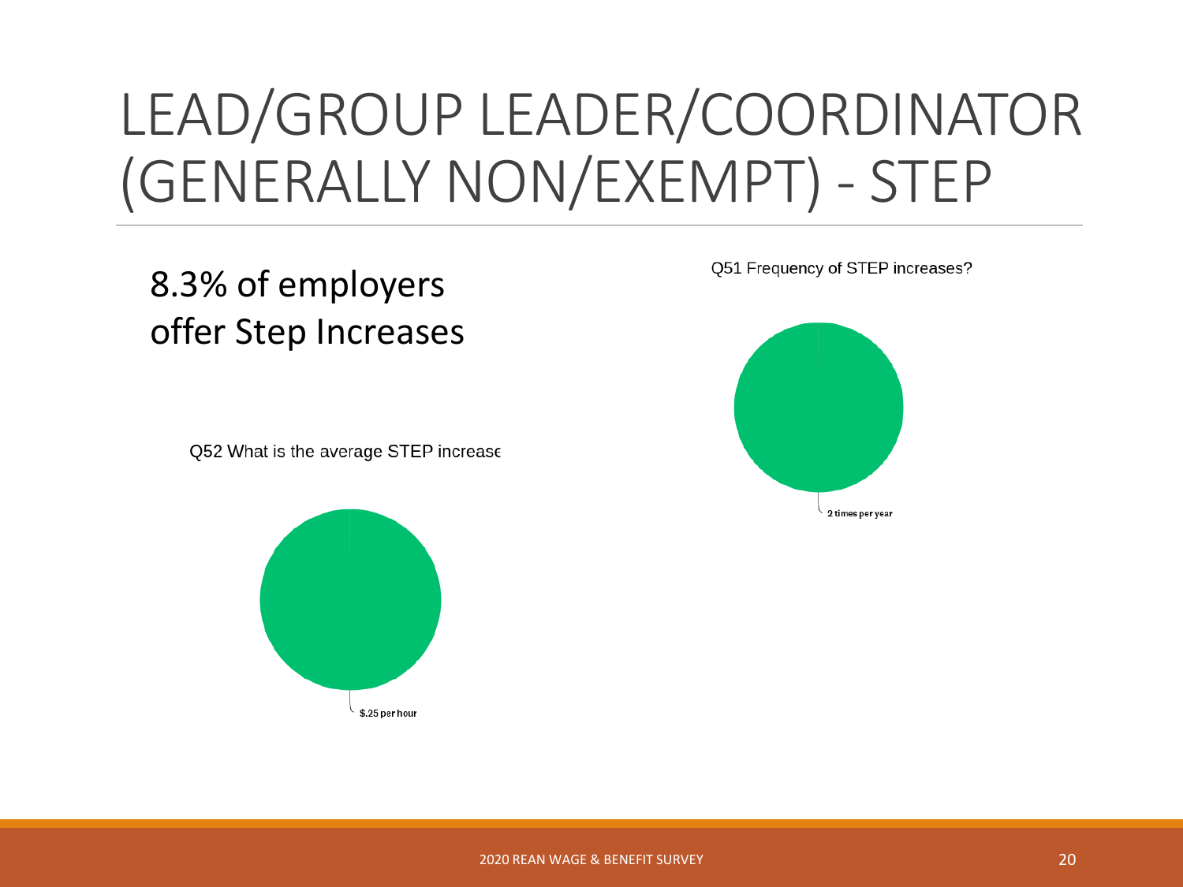# LEAD/GROUP LEADER/COORDINATOR (GENERALLY NON/EXEMPT) - STEP

8.3% of employers offer Step Increases

Q51 Frequency of STEP increases?

2 times per year

Q52 What is the average STEP increase

$.25 per hour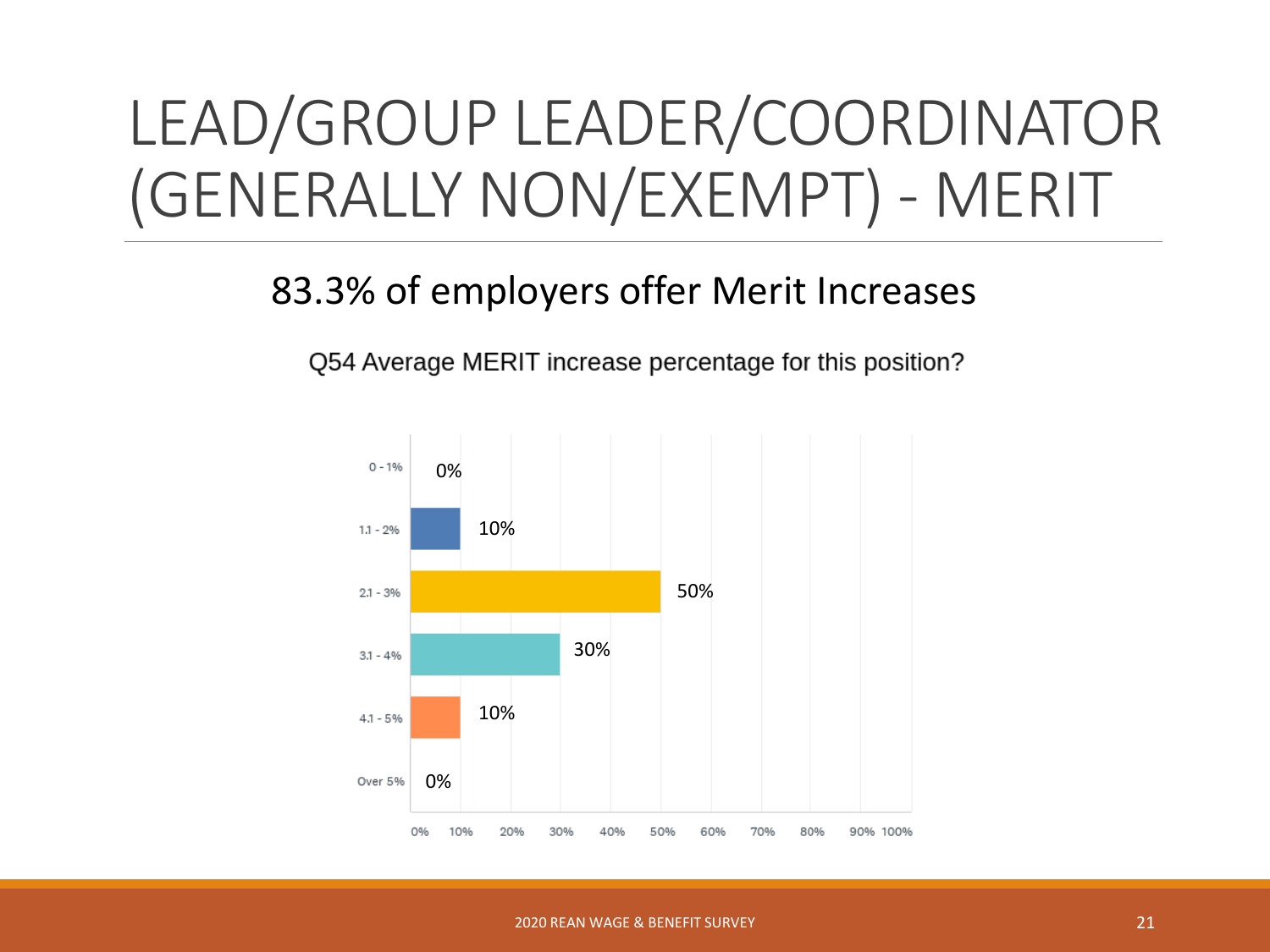# LEAD/GROUP LEADER/COORDINATOR (GENERALLY NON/EXEMPT) - MERIT

83.3% of employers offer Merit Increases

Q54 Average MERIT increase percentage for this position?

| Response | Percentage |
| --- | --- |
| 0 - 1% | 0% |
| 1.1 - 2% | 10% |
| 2.1 - 3% | 50% |
| 3.1 - 4% | 30% |
| 4.1 - 5% | 10% |
| Over 5% | 0% |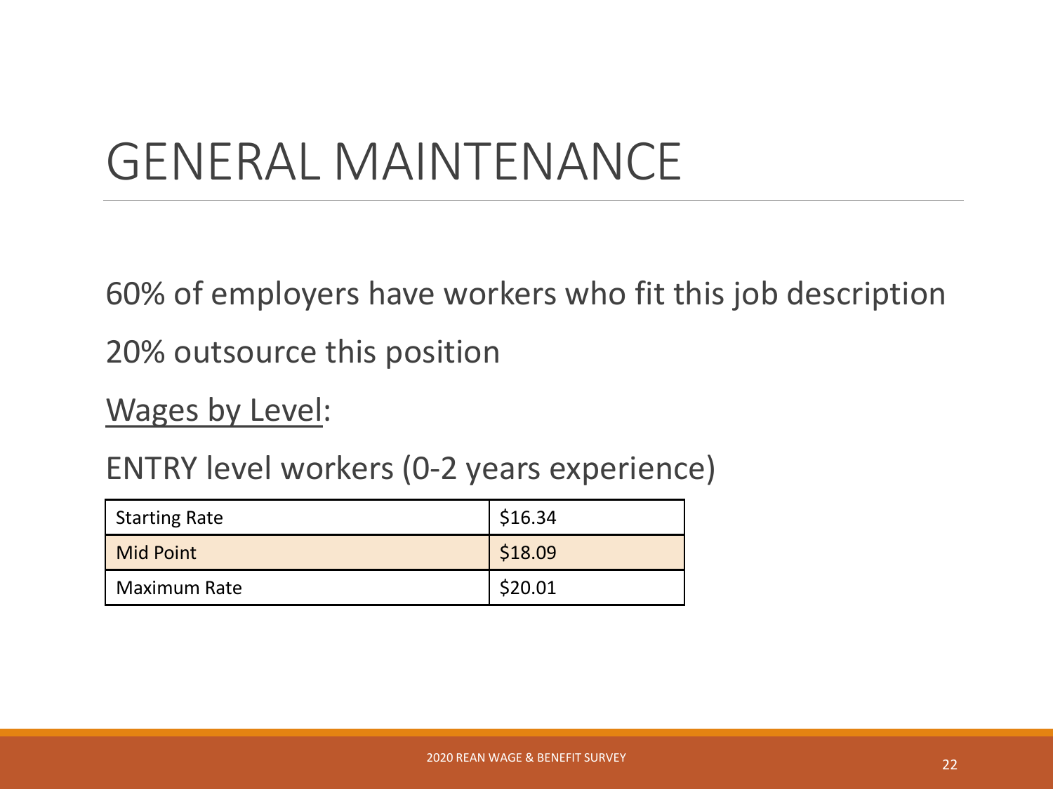# GENERAL MAINTENANCE

60% of employers have workers who fit this job description

20% outsource this position

Wages by Level:

ENTRY level workers (0-2 years experience)

| Starting Rate | $16.34 |
|---|---|
| Mid Point | $18.09 |
| Maximum Rate | $20.01 |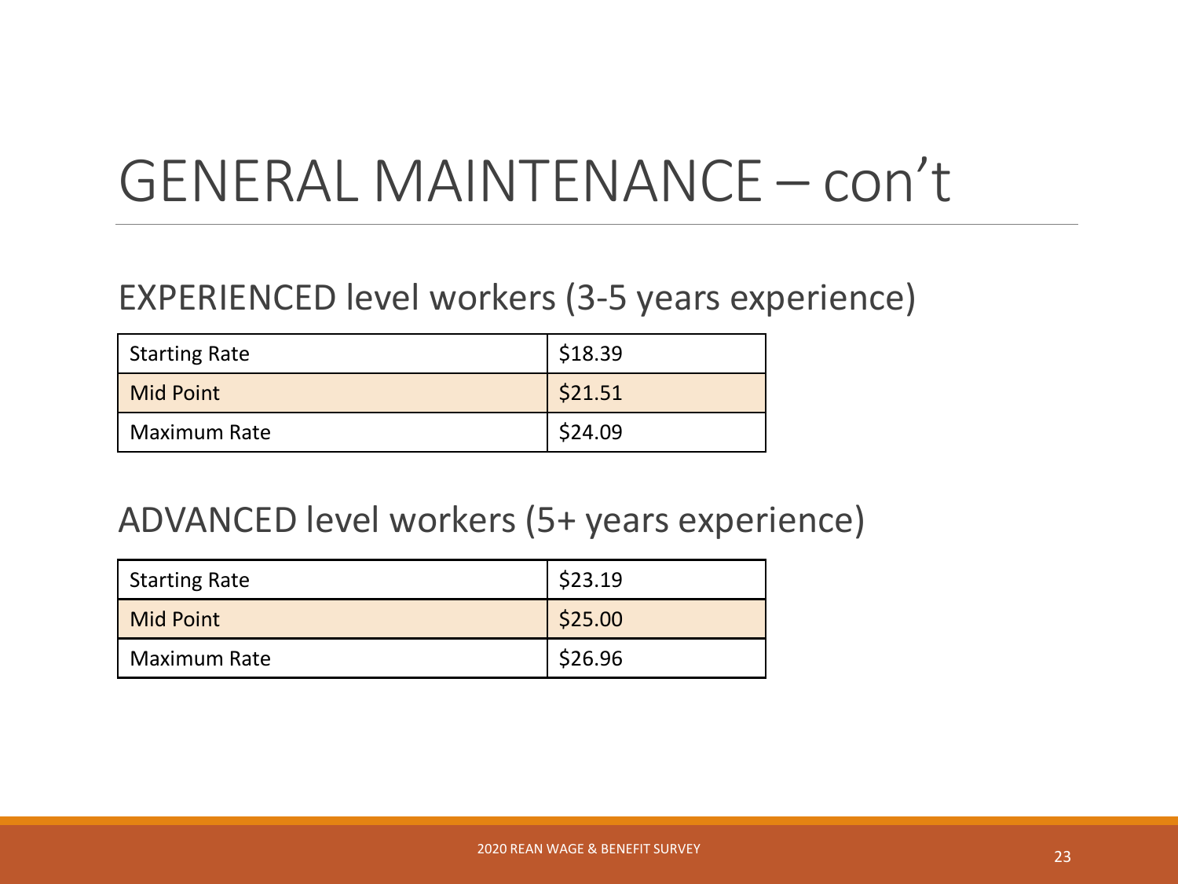# GENERAL MAINTENANCE – con't

## EXPERIENCED level workers (3-5 years experience)

| | |
|---|---|
| Starting Rate | $18.39 |
| Mid Point | $21.51 |
| Maximum Rate | $24.09 |

## ADVANCED level workers (5+ years experience)

| | |
|---|---|
| Starting Rate | $23.19 |
| Mid Point | $25.00 |
| Maximum Rate | $26.96 |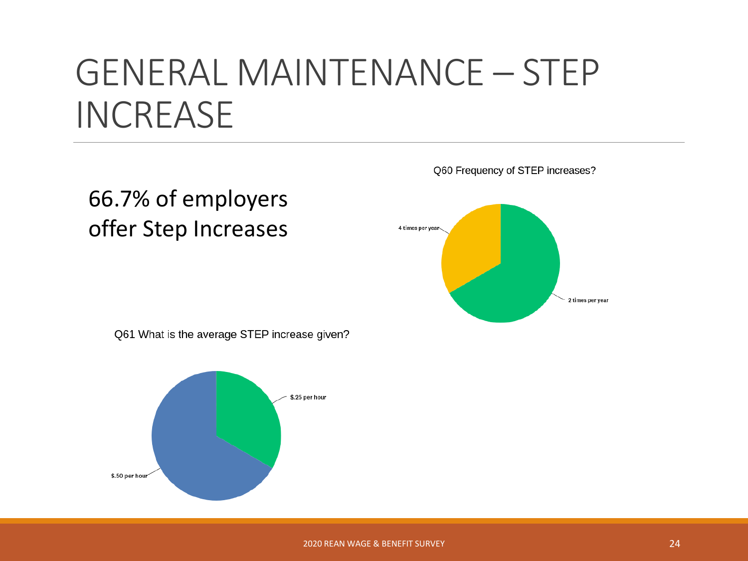# GENERAL MAINTENANCE – STEP INCREASE

66.7% of employers offer Step Increases

Q60 Frequency of STEP increases?

4 times per year

2 times per year

Q61 What is the average STEP increase given?

$.25 per hour

$.50 per hour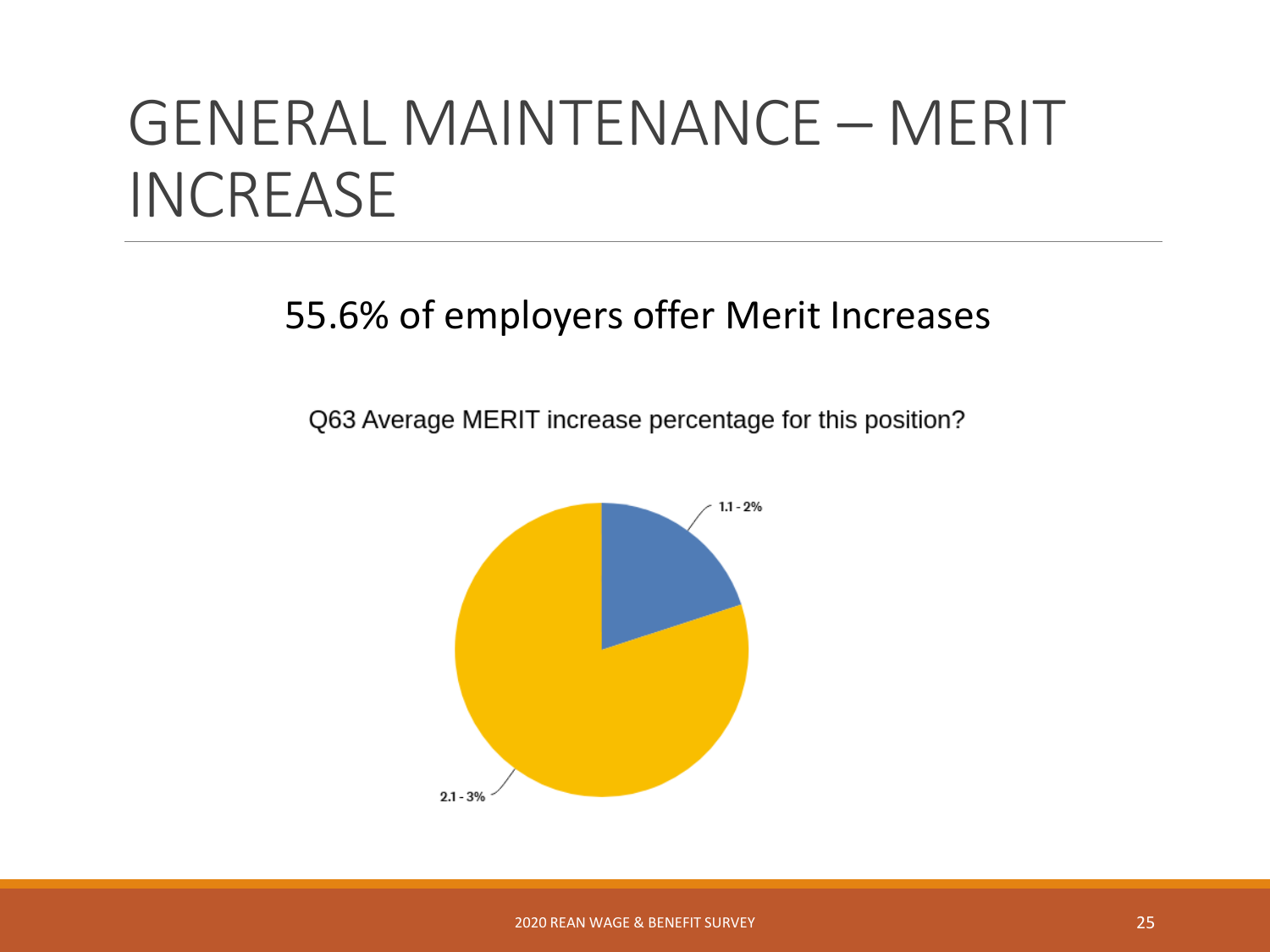# GENERAL MAINTENANCE – MERIT INCREASE

55.6% of employers offer Merit Increases

Q63 Average MERIT increase percentage for this position?

1.1 - 2%

2.1 - 3%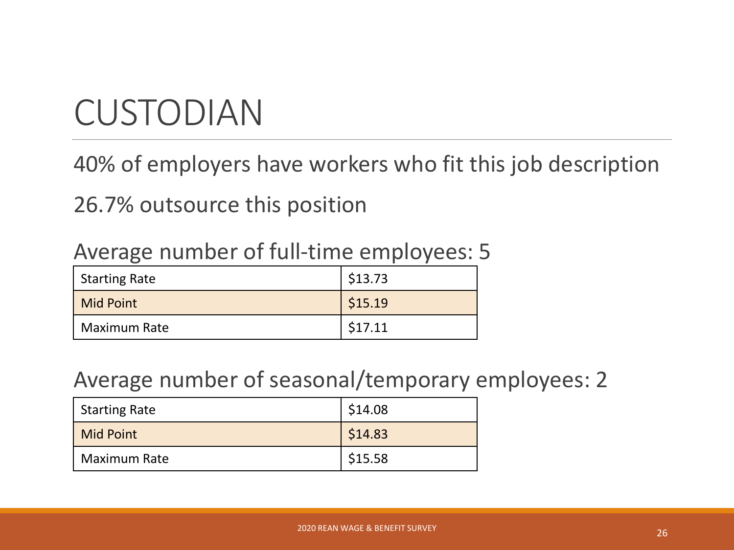# CUSTODIAN

40% of employers have workers who fit this job description

26.7% outsource this position

Average number of full-time employees: 5

| | |
|---|---|
| Starting Rate | $13.73 |
| Mid Point | $15.19 |
| Maximum Rate | $17.11 |

Average number of seasonal/temporary employees: 2

| | |
|---|---|
| Starting Rate | $14.08 |
| Mid Point | $14.83 |
| Maximum Rate | $15.58 |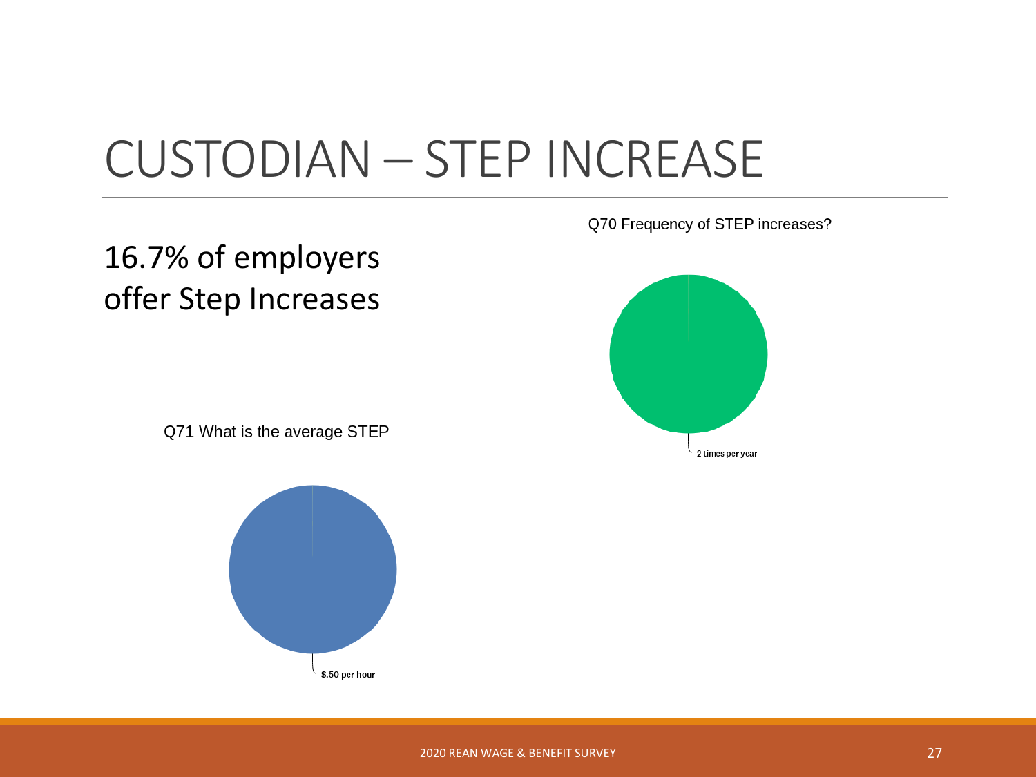# CUSTODIAN – STEP INCREASE

16.7% of employers offer Step Increases

Q70 Frequency of STEP increases?

2 times per year

Q71 What is the average STEP

$.50 per hour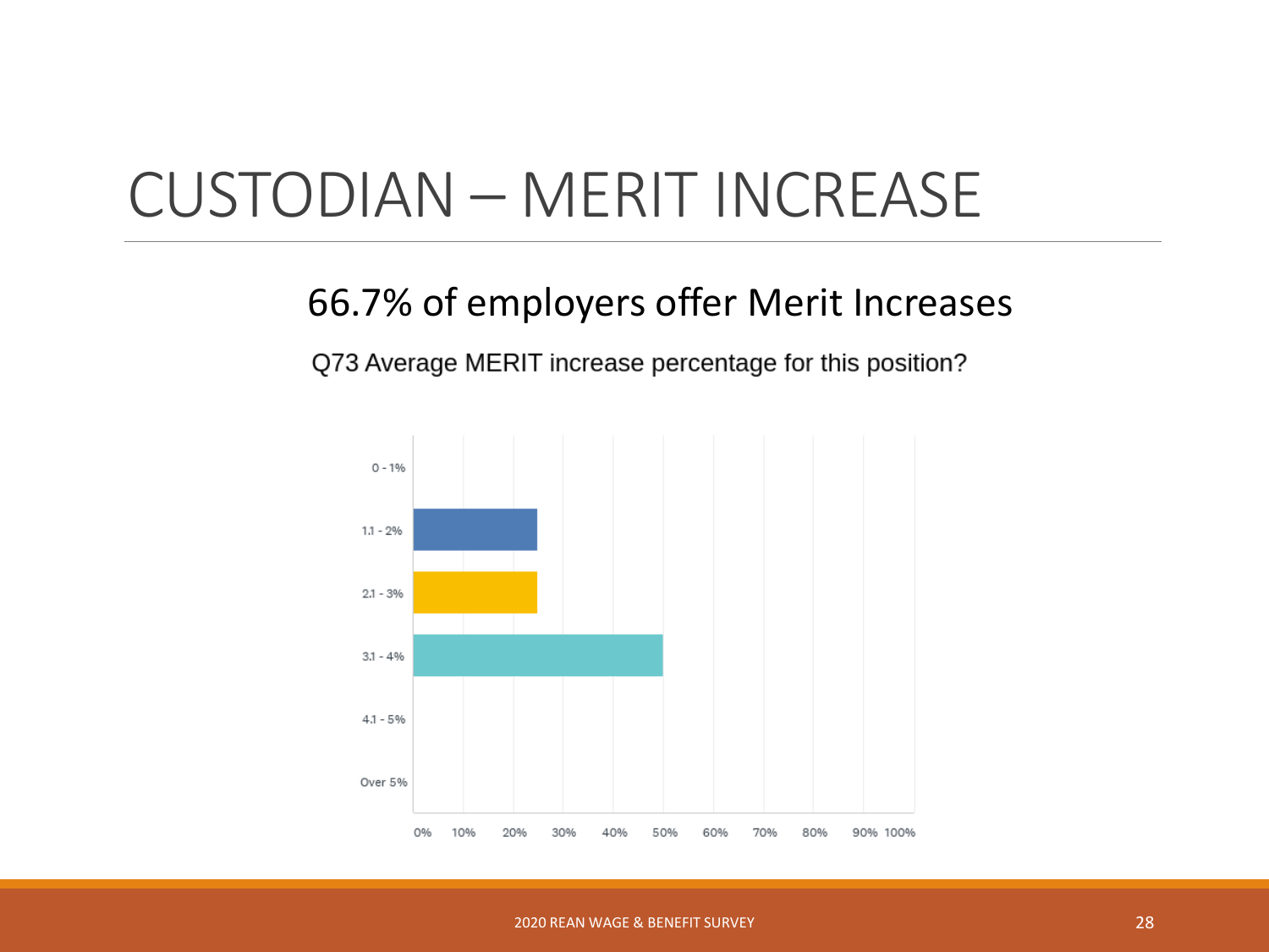# CUSTODIAN – MERIT INCREASE

66.7% of employers offer Merit Increases

Q73 Average MERIT increase percentage for this position?

| Response | Percentage |
|---|---|
| 0 - 1% | 0% |
| 1.1 - 2% | 25% |
| 2.1 - 3% | 25% |
| 3.1 - 4% | 50% |
| 4.1 - 5% | 0% |
| Over 5% | 0% |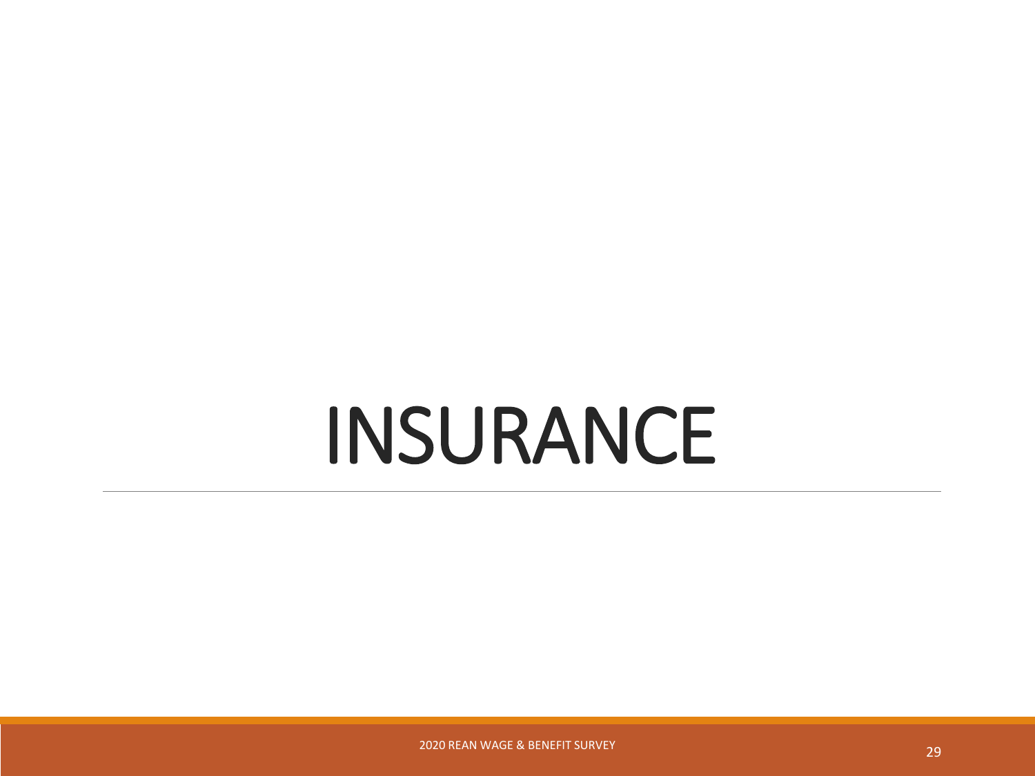# INSURANCE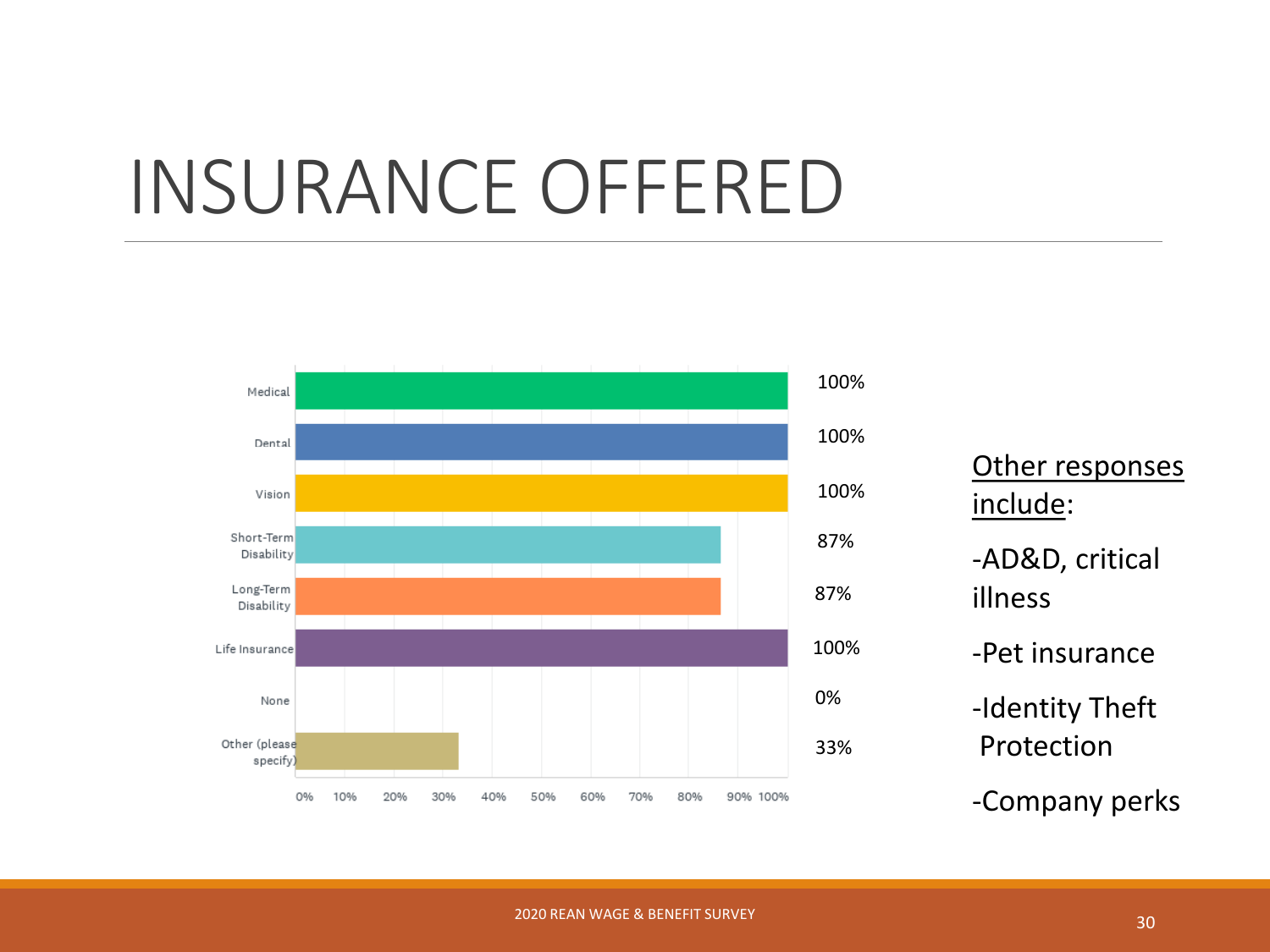# INSURANCE OFFERED

| Insurance | Percent |
|---|---|
| Medical | 100% |
| Dental | 100% |
| Vision | 100% |
| Short-Term Disability | 87% |
| Long-Term Disability | 87% |
| Life Insurance | 100% |
| None | 0% |
| Other (please specify) | 33% |

Other responses include:

- AD&D, critical illness
- Pet insurance
- Identity Theft Protection
- Company perks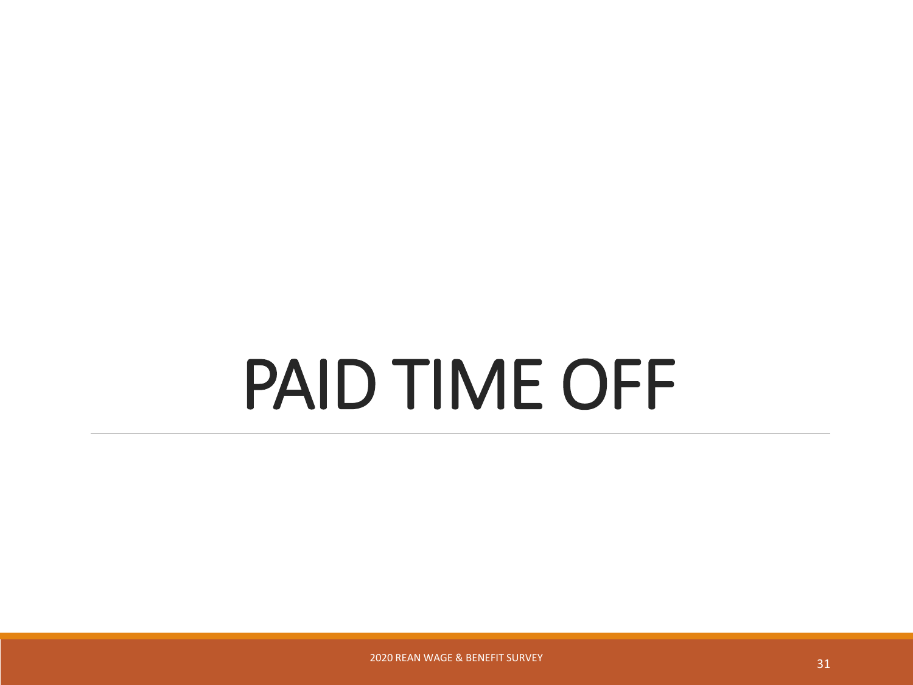# PAID TIME OFF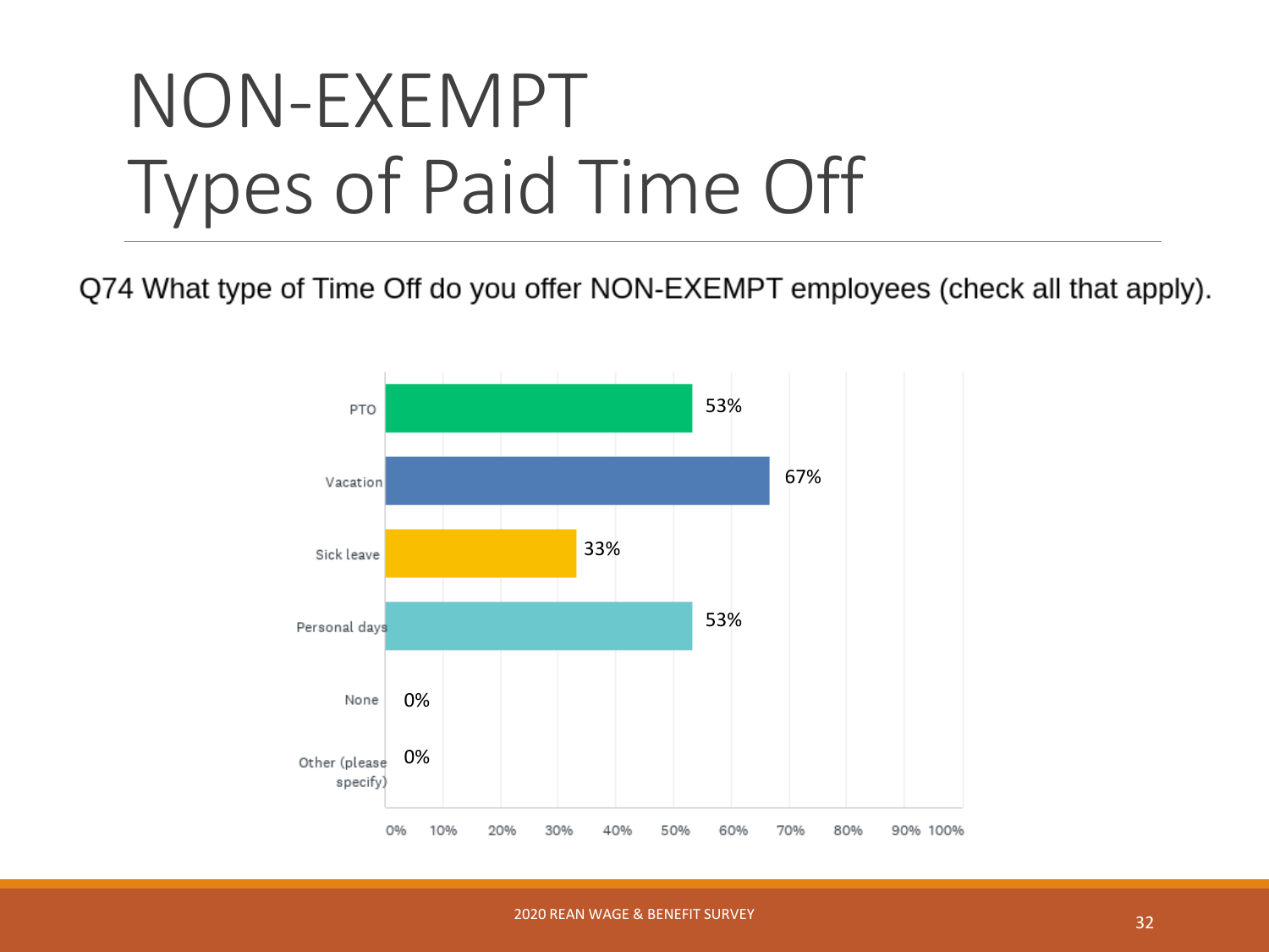# NON-EXEMPT Types of Paid Time Off

Q74 What type of Time Off do you offer NON-EXEMPT employees (check all that apply).

| Type | Percent |
|---|---|
| PTO | 53% |
| Vacation | 67% |
| Sick leave | 33% |
| Personal days | 53% |
| None | 0% |
| Other (please specify) | 0% |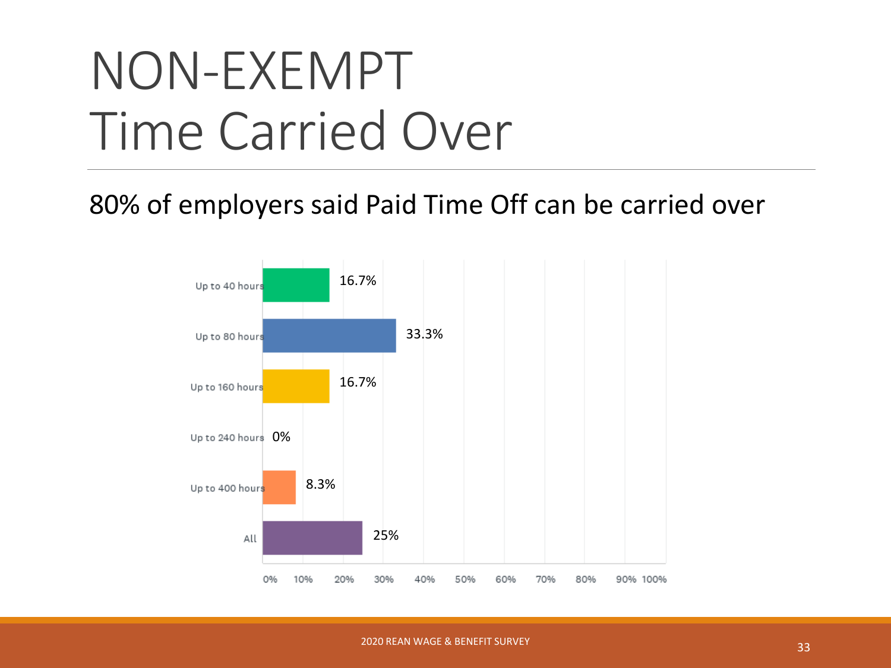# NON-EXEMPT Time Carried Over

80% of employers said Paid Time Off can be carried over

| Time Carried Over | Percentage |
|---|---|
| Up to 40 hours | 16.7% |
| Up to 80 hours | 33.3% |
| Up to 160 hours | 16.7% |
| Up to 240 hours | 0% |
| Up to 400 hours | 8.3% |
| All | 25% |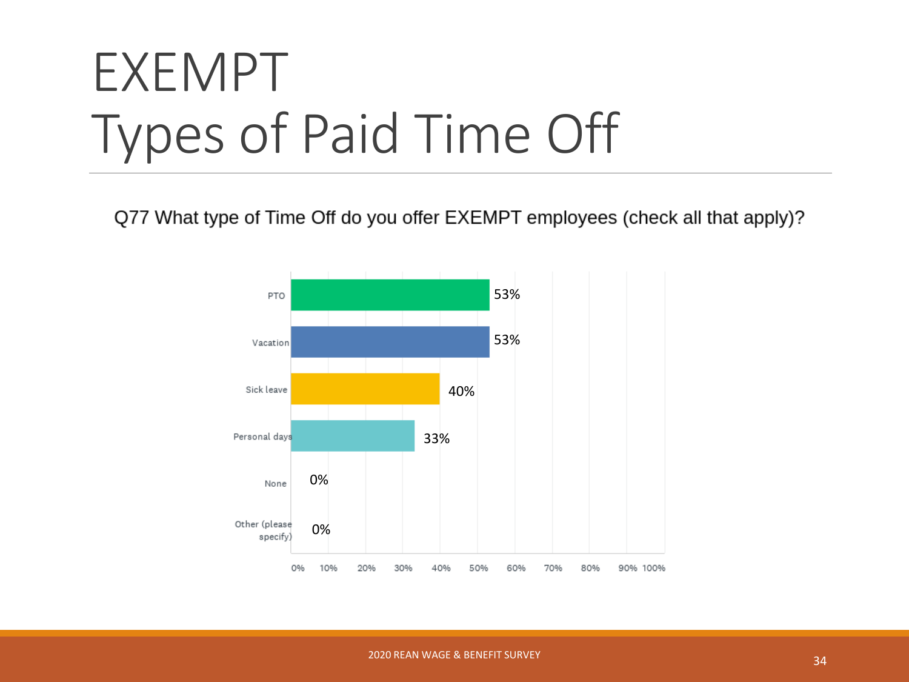# EXEMPT
# Types of Paid Time Off

Q77 What type of Time Off do you offer EXEMPT employees (check all that apply)?

| Type of Time Off | Percentage |
|---|---|
| PTO | 53% |
| Vacation | 53% |
| Sick leave | 40% |
| Personal days | 33% |
| None | 0% |
| Other (please specify) | 0% |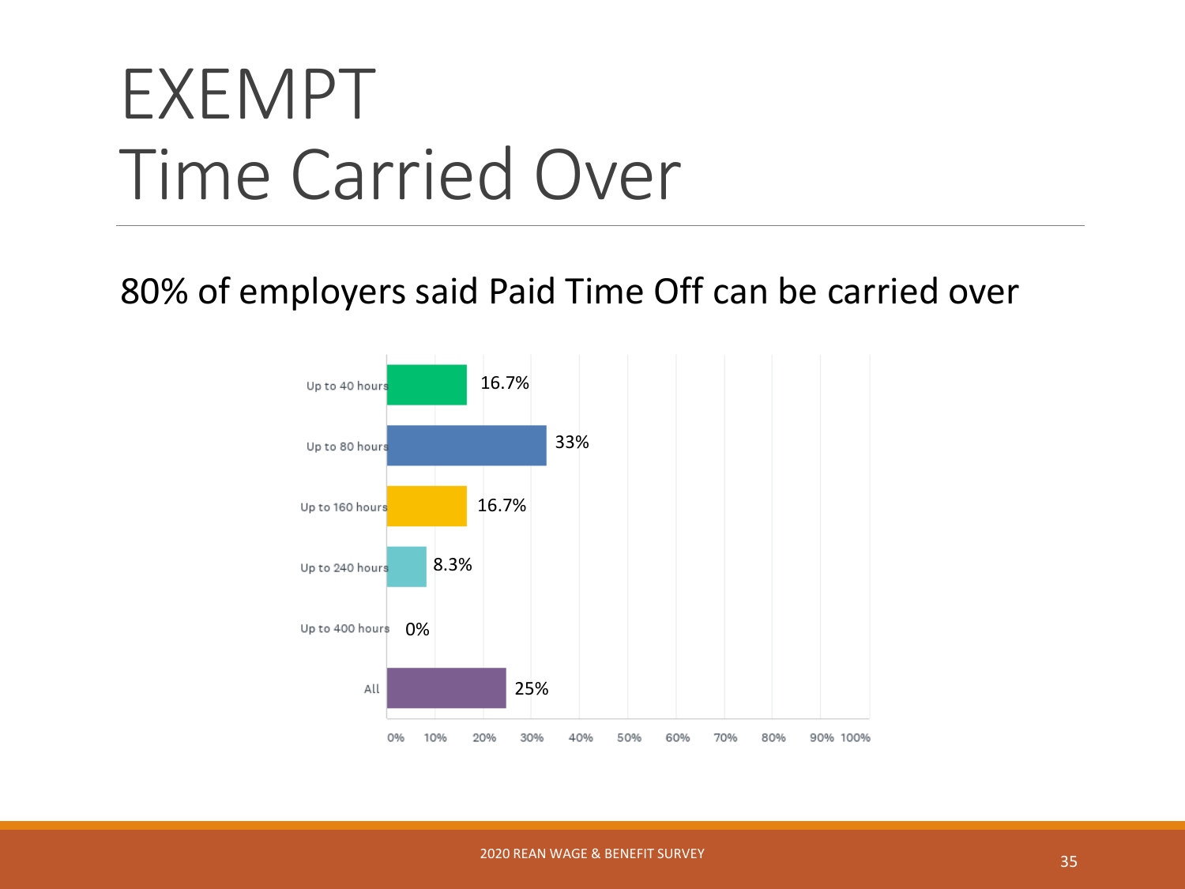# EXEMPT
# Time Carried Over

80% of employers said Paid Time Off can be carried over

| Time Carried Over | Percentage |
| --- | --- |
| Up to 40 hours | 16.7% |
| Up to 80 hours | 33% |
| Up to 160 hours | 16.7% |
| Up to 240 hours | 8.3% |
| Up to 400 hours | 0% |
| All | 25% |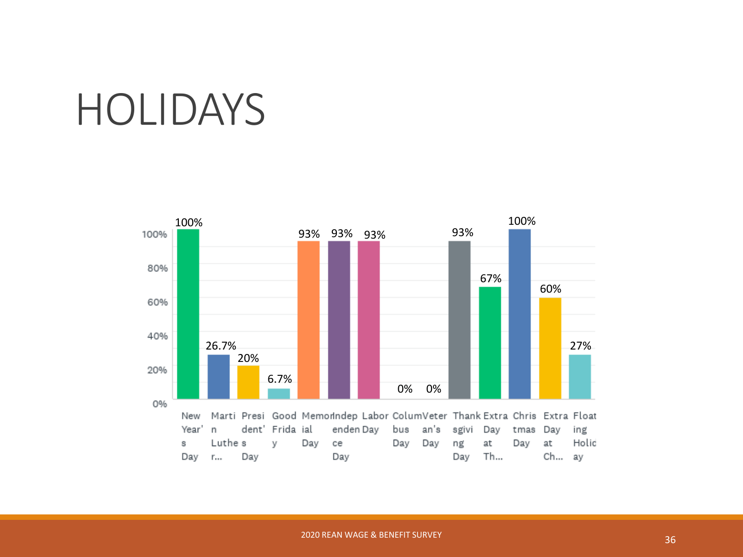# HOLIDAYS

| Holiday | Percentage |
|---|---|
| New Year's Day | 100% |
| Martin Luther... | 26.7% |
| President's Day | 20% |
| Good Friday | 6.7% |
| Memorial Day | 93% |
| Independence Day | 93% |
| Labor Day | 93% |
| Columbus Day | 0% |
| Veteran's Day | 0% |
| Thanksgiving Day | 93% |
| Extra Day at Th... | 67% |
| Christmas Day | 100% |
| Extra Day at Ch... | 60% |
| Floating Holiday | 27% |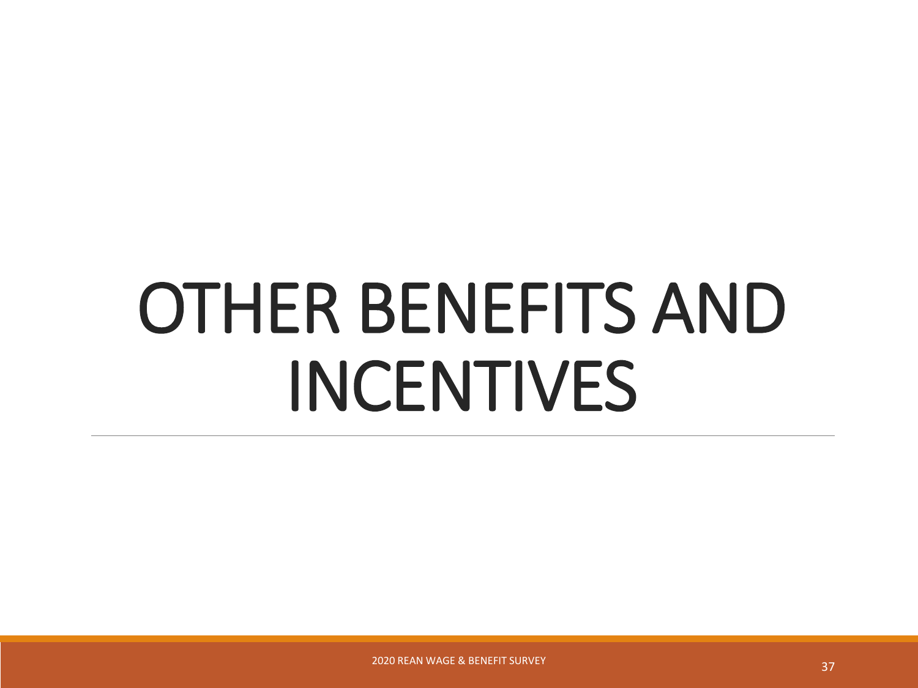# OTHER BENEFITS AND INCENTIVES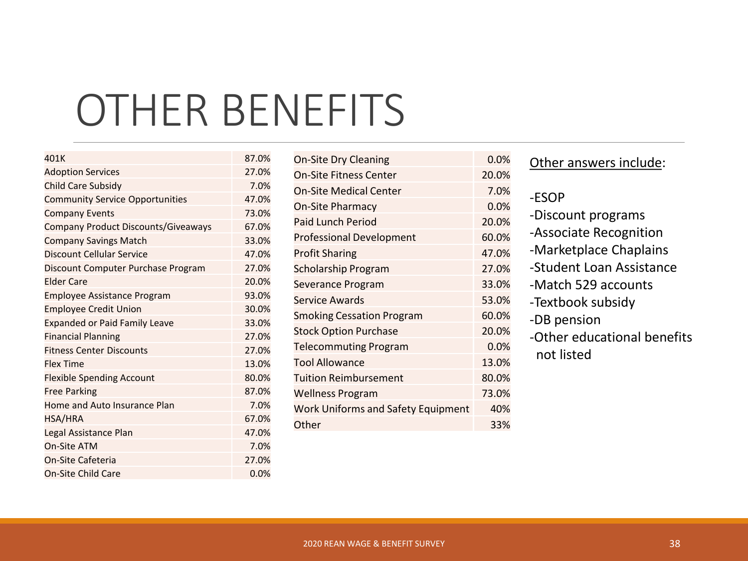# OTHER BENEFITS

| Benefit | Percentage |
|---|---|
| 401K | 87.0% |
| Adoption Services | 27.0% |
| Child Care Subsidy | 7.0% |
| Community Service Opportunities | 47.0% |
| Company Events | 73.0% |
| Company Product Discounts/Giveaways | 67.0% |
| Company Savings Match | 33.0% |
| Discount Cellular Service | 47.0% |
| Discount Computer Purchase Program | 27.0% |
| Elder Care | 20.0% |
| Employee Assistance Program | 93.0% |
| Employee Credit Union | 30.0% |
| Expanded or Paid Family Leave | 33.0% |
| Financial Planning | 27.0% |
| Fitness Center Discounts | 27.0% |
| Flex Time | 13.0% |
| Flexible Spending Account | 80.0% |
| Free Parking | 87.0% |
| Home and Auto Insurance Plan | 7.0% |
| HSA/HRA | 67.0% |
| Legal Assistance Plan | 47.0% |
| On-Site ATM | 7.0% |
| On-Site Cafeteria | 27.0% |
| On-Site Child Care | 0.0% |
| On-Site Dry Cleaning | 0.0% |
| On-Site Fitness Center | 20.0% |
| On-Site Medical Center | 7.0% |
| On-Site Pharmacy | 0.0% |
| Paid Lunch Period | 20.0% |
| Professional Development | 60.0% |
| Profit Sharing | 47.0% |
| Scholarship Program | 27.0% |
| Severance Program | 33.0% |
| Service Awards | 53.0% |
| Smoking Cessation Program | 60.0% |
| Stock Option Purchase | 20.0% |
| Telecommuting Program | 0.0% |
| Tool Allowance | 13.0% |
| Tuition Reimbursement | 80.0% |
| Wellness Program | 73.0% |
| Work Uniforms and Safety Equipment | 40% |
| Other | 33% |

Other answers include:

- ESOP
- Discount programs
- Associate Recognition
- Marketplace Chaplains
- Student Loan Assistance
- Match 529 accounts
- Textbook subsidy
- DB pension
- Other educational benefits not listed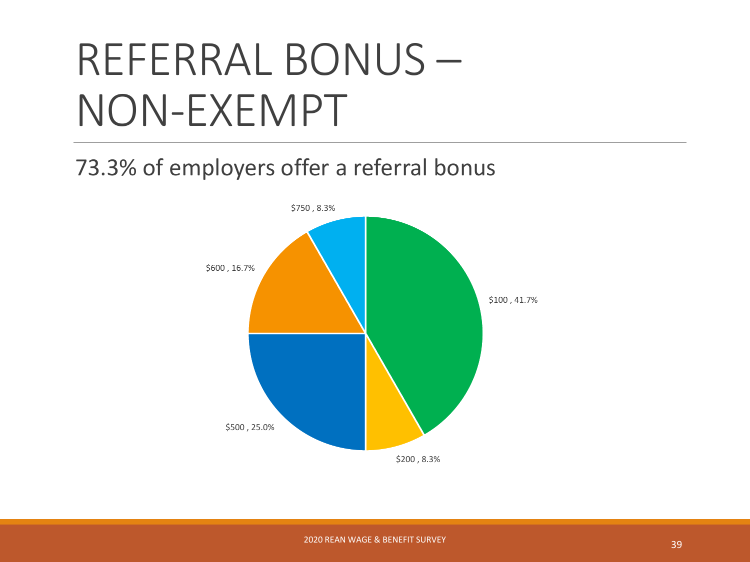# REFERRAL BONUS – NON-EXEMPT

73.3% of employers offer a referral bonus

$750 , 8.3%

$600 , 16.7%

$100 , 41.7%

$500 , 25.0%

$200 , 8.3%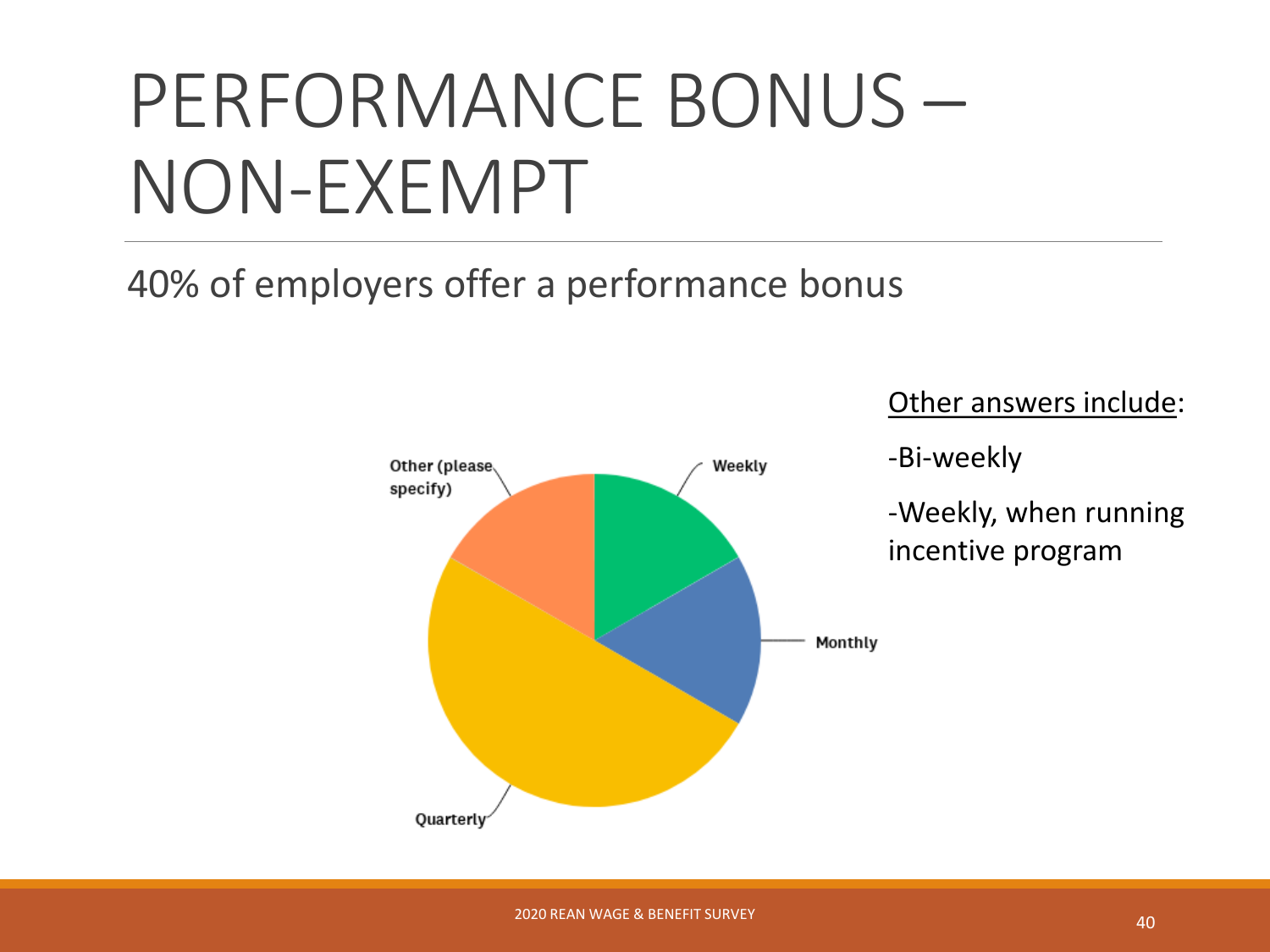# PERFORMANCE BONUS – NON-EXEMPT

40% of employers offer a performance bonus

Other (please specify)

Weekly

Monthly

Quarterly

Other answers include:

-Bi-weekly

-Weekly, when running incentive program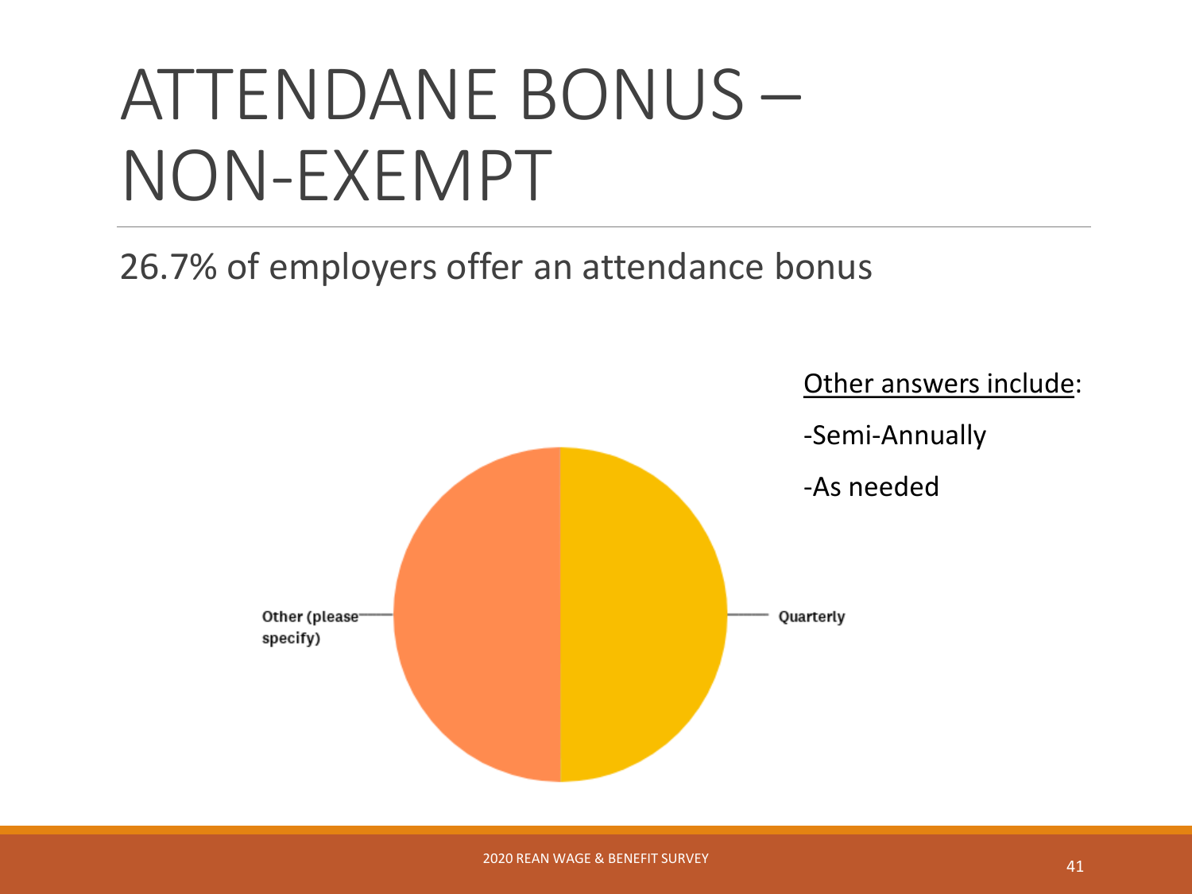# ATTENDANE BONUS – NON-EXEMPT

26.7% of employers offer an attendance bonus

Other (please specify)

Quarterly

Other answers include:

-Semi-Annually

-As needed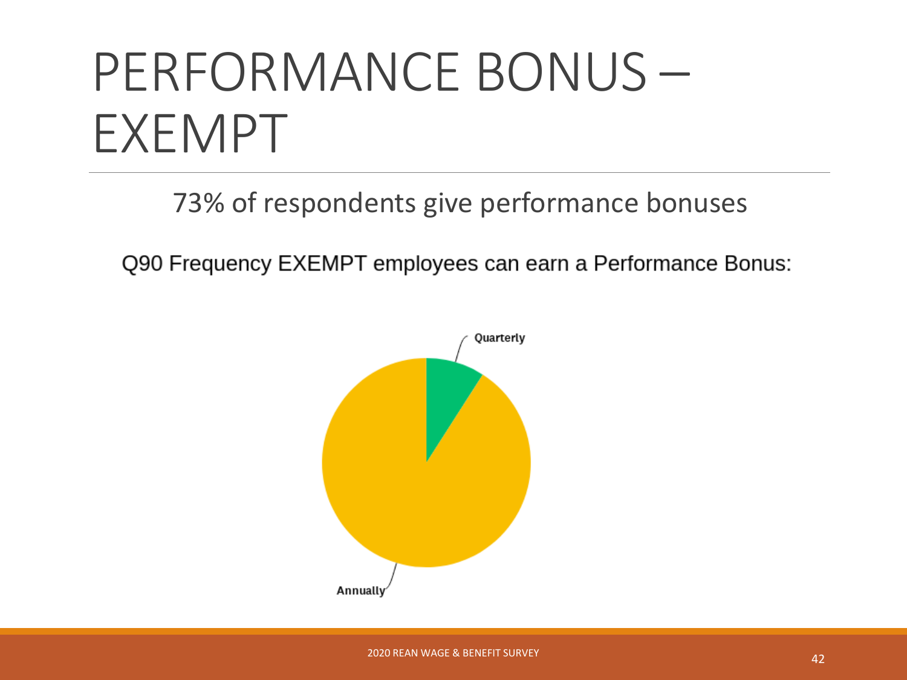# PERFORMANCE BONUS – EXEMPT

73% of respondents give performance bonuses

Q90 Frequency EXEMPT employees can earn a Performance Bonus:

Quarterly

Annually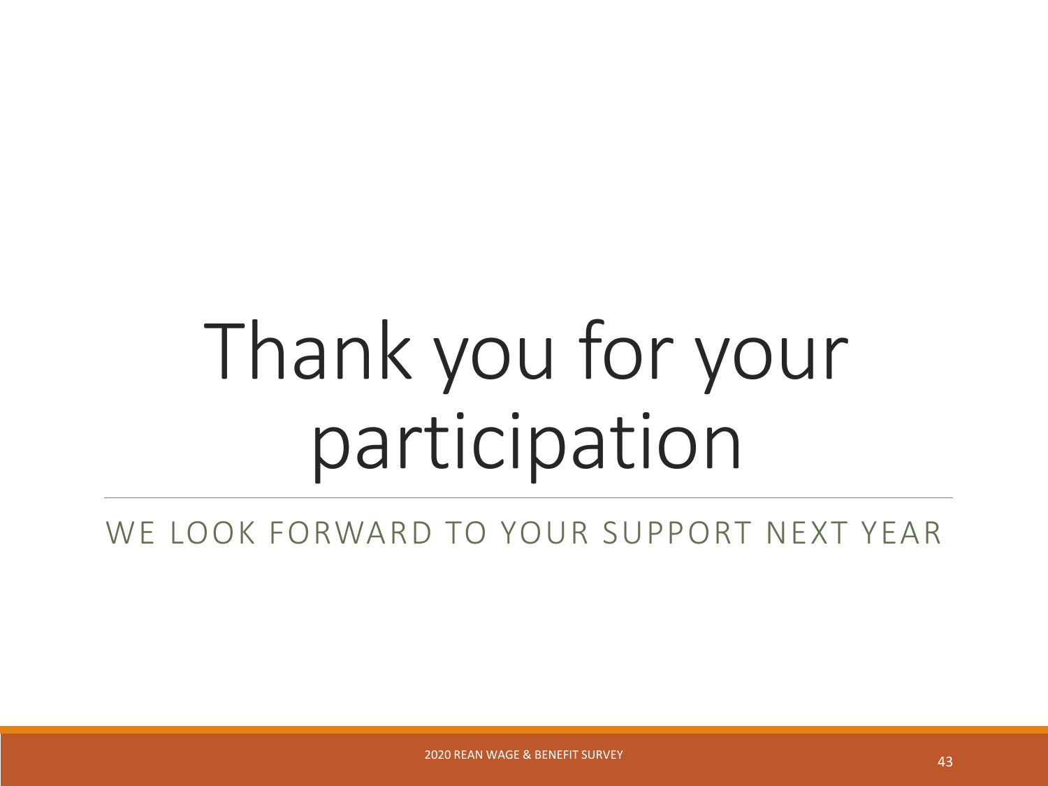# Thank you for your participation

WE LOOK FORWARD TO YOUR SUPPORT NEXT YEAR